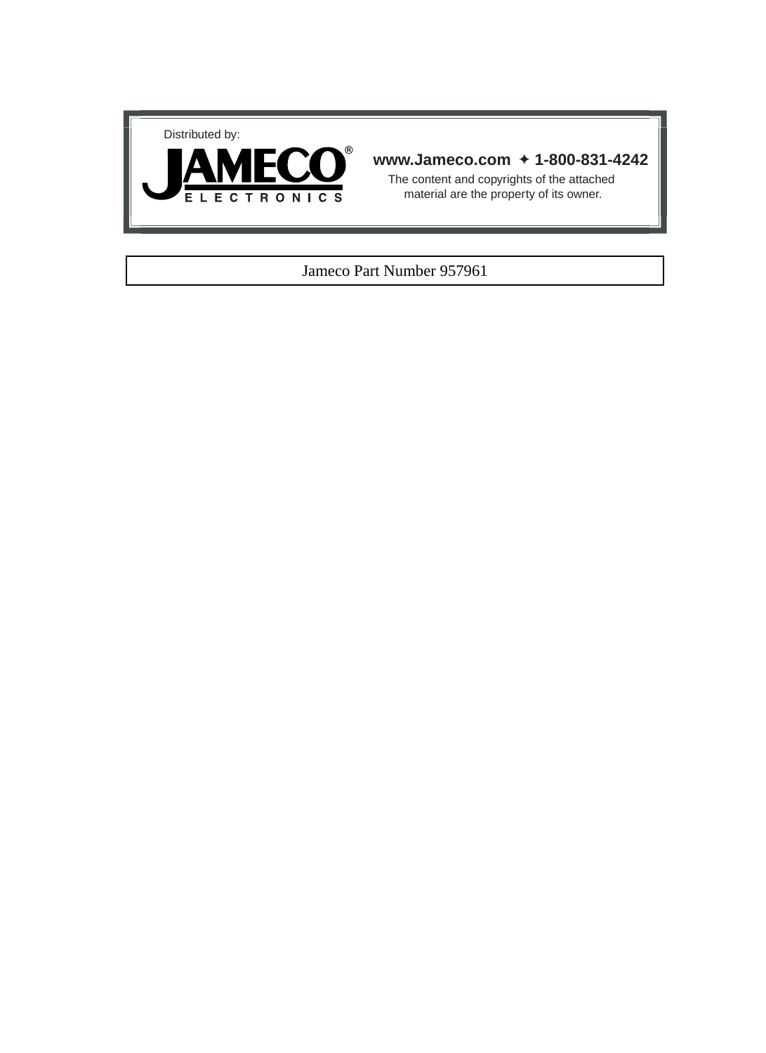Distributed by:

JAMECO®
ELECTRONICS

**www.Jameco.com ✦ 1-800-831-4242**

The content and copyrights of the attached material are the property of its owner.

Jameco Part Number 957961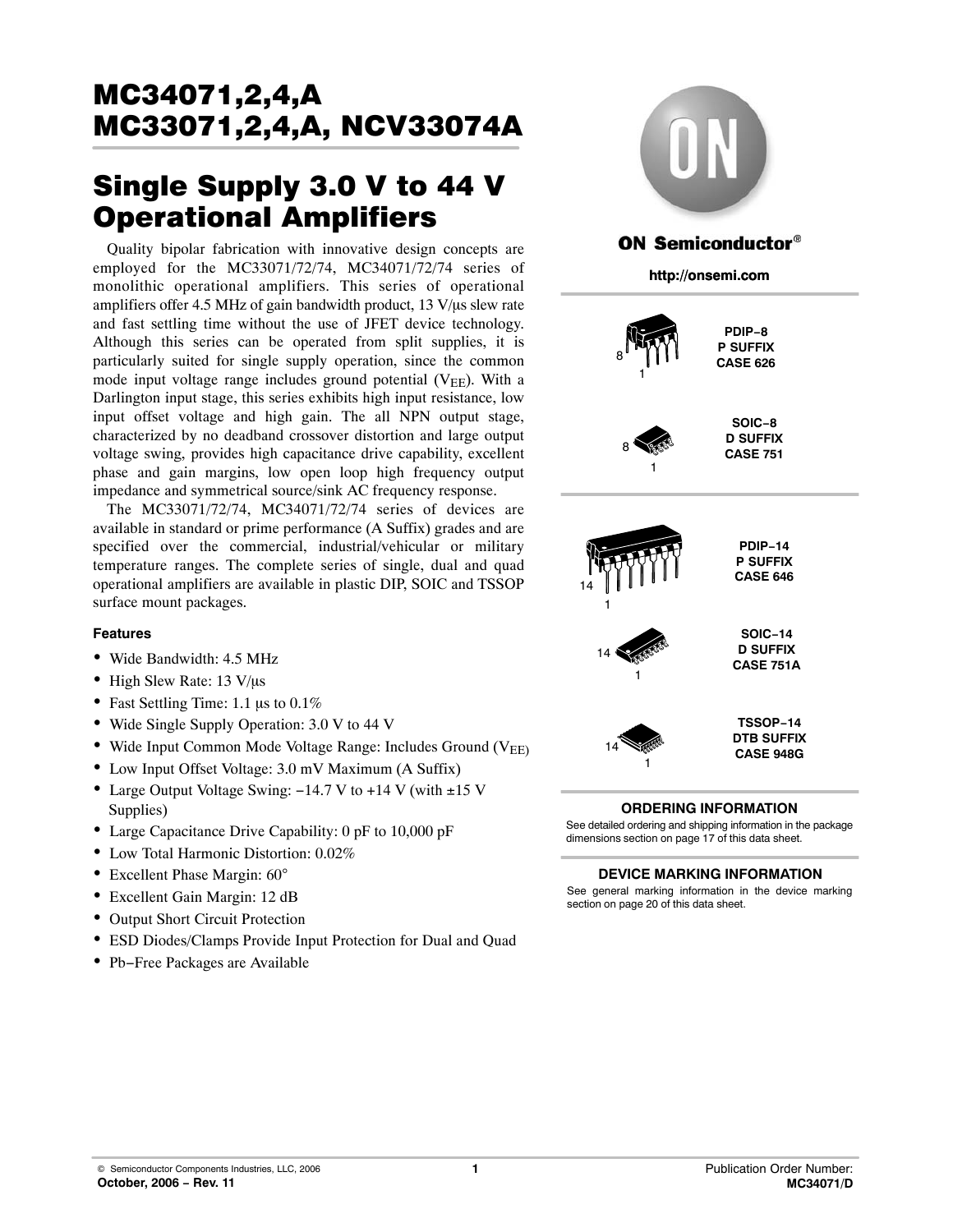# MC34071,2,4,A
# MC33071,2,4,A, NCV33074A

# Single Supply 3.0 V to 44 V Operational Amplifiers

Quality bipolar fabrication with innovative design concepts are employed for the MC33071/72/74, MC34071/72/74 series of monolithic operational amplifiers. This series of operational amplifiers offer 4.5 MHz of gain bandwidth product, 13 V/μs slew rate and fast settling time without the use of JFET device technology. Although this series can be operated from split supplies, it is particularly suited for single supply operation, since the common mode input voltage range includes ground potential ($V_{EE}$). With a Darlington input stage, this series exhibits high input resistance, low input offset voltage and high gain. The all NPN output stage, characterized by no deadband crossover distortion and large output voltage swing, provides high capacitance drive capability, excellent phase and gain margins, low open loop high frequency output impedance and symmetrical source/sink AC frequency response.

The MC33071/72/74, MC34071/72/74 series of devices are available in standard or prime performance (A Suffix) grades and are specified over the commercial, industrial/vehicular or military temperature ranges. The complete series of single, dual and quad operational amplifiers are available in plastic DIP, SOIC and TSSOP surface mount packages.

### Features

- Wide Bandwidth: 4.5 MHz
- High Slew Rate: 13 V/μs
- Fast Settling Time: 1.1 μs to 0.1%
- Wide Single Supply Operation: 3.0 V to 44 V
- Wide Input Common Mode Voltage Range: Includes Ground ($V_{EE}$)
- Low Input Offset Voltage: 3.0 mV Maximum (A Suffix)
- Large Output Voltage Swing: −14.7 V to +14 V (with ±15 V Supplies)
- Large Capacitance Drive Capability: 0 pF to 10,000 pF
- Low Total Harmonic Distortion: 0.02%
- Excellent Phase Margin: 60°
- Excellent Gain Margin: 12 dB
- Output Short Circuit Protection
- ESD Diodes/Clamps Provide Input Protection for Dual and Quad
- Pb−Free Packages are Available

**ON Semiconductor®**

**http://onsemi.com**

PDIP−8
P SUFFIX
CASE 626

SOIC−8
D SUFFIX
CASE 751

PDIP−14
P SUFFIX
CASE 646

SOIC−14
D SUFFIX
CASE 751A

TSSOP−14
DTB SUFFIX
CASE 948G

### ORDERING INFORMATION

See detailed ordering and shipping information in the package dimensions section on page 17 of this data sheet.

### DEVICE MARKING INFORMATION

See general marking information in the device marking section on page 20 of this data sheet.

© Semiconductor Components Industries, LLC, 2006
October, 2006 − Rev. 11

Publication Order Number:
MC34071/D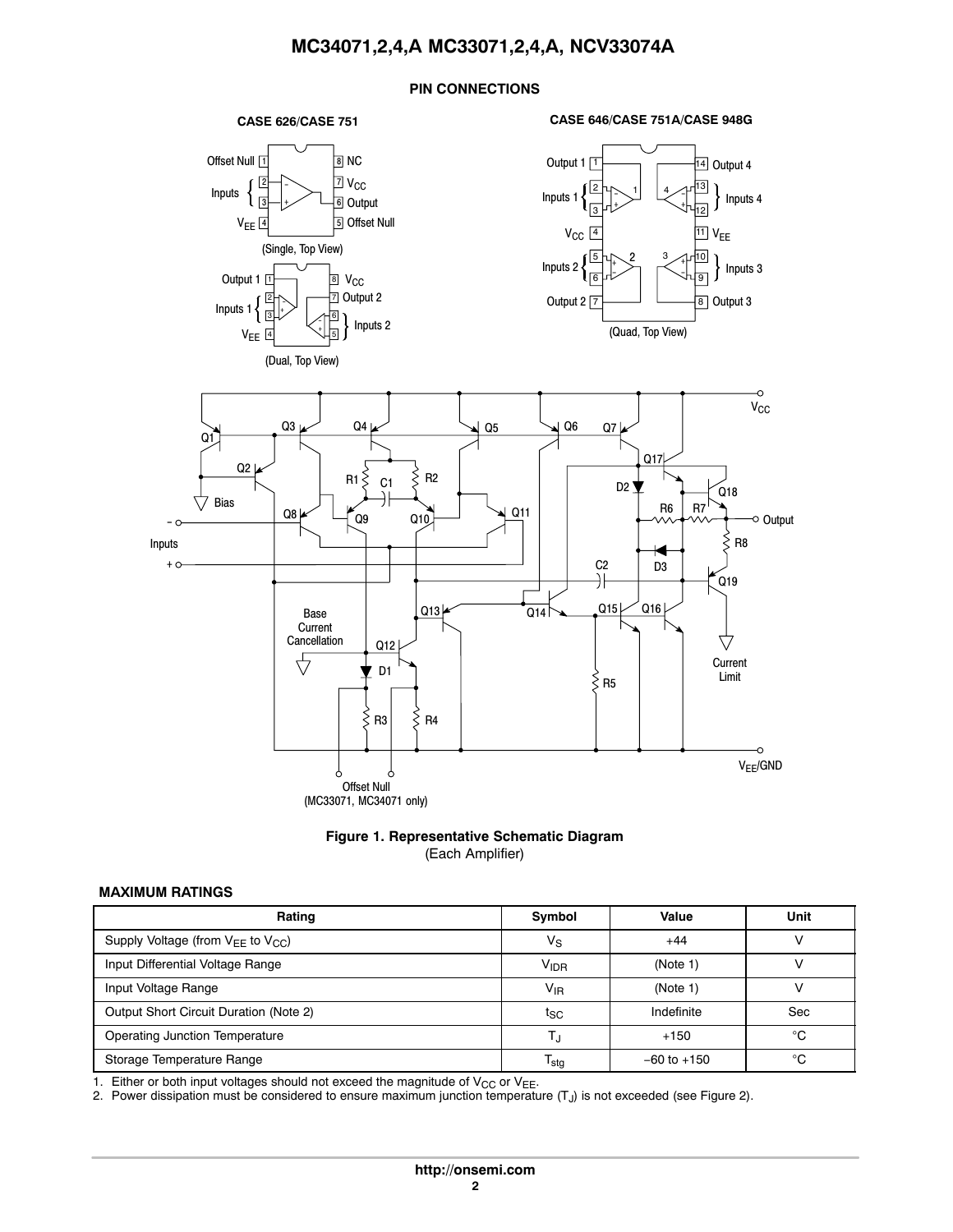## PIN CONNECTIONS

**CASE 626/CASE 751**

(Single, Top View)

(Dual, Top View)

**CASE 646/CASE 751A/CASE 948G**

(Quad, Top View)

**Figure 1. Representative Schematic Diagram**
(Each Amplifier)

## MAXIMUM RATINGS

| Rating | Symbol | Value | Unit |
| --- | --- | --- | --- |
| Supply Voltage (from $V_{EE}$ to $V_{CC}$) | $V_S$ | +44 | V |
| Input Differential Voltage Range | $V_{IDR}$ | (Note 1) | V |
| Input Voltage Range | $V_{IR}$ | (Note 1) | V |
| Output Short Circuit Duration (Note 2) | $t_{SC}$ | Indefinite | Sec |
| Operating Junction Temperature | $T_J$ | +150 | °C |
| Storage Temperature Range | $T_{stg}$ | −60 to +150 | °C |

1. Either or both input voltages should not exceed the magnitude of $V_{CC}$ or $V_{EE}$.
2. Power dissipation must be considered to ensure maximum junction temperature ($T_J$) is not exceeded (see Figure 2).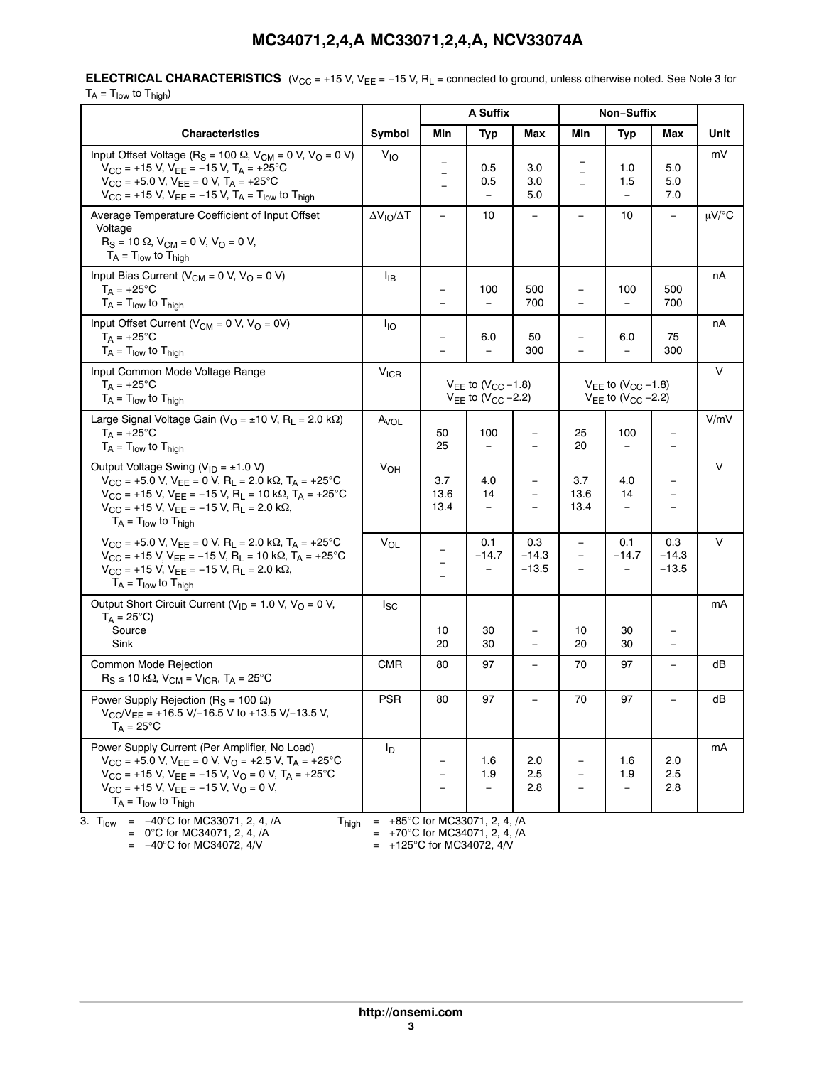**ELECTRICAL CHARACTERISTICS** ($V_{CC}$ = +15 V, $V_{EE}$ = −15 V, $R_L$ = connected to ground, unless otherwise noted. See Note 3 for $T_A = T_{low}$ to $T_{high}$)

| Characteristics | Symbol | A Suffix | | | Non−Suffix | | | Unit |
|---|---|---|---|---|---|---|---|---|
| | | Min | Typ | Max | Min | Typ | Max | |
| Input Offset Voltage ($R_S$ = 100 Ω, $V_{CM}$ = 0 V, $V_O$ = 0 V)<br>$V_{CC}$ = +15 V, $V_{EE}$ = −15 V, $T_A$ = +25°C<br>$V_{CC}$ = +5.0 V, $V_{EE}$ = 0 V, $T_A$ = +25°C<br>$V_{CC}$ = +15 V, $V_{EE}$ = −15 V, $T_A = T_{low}$ to $T_{high}$ | $V_{IO}$ | –<br>–<br>– | 0.5<br>0.5<br>– | 3.0<br>3.0<br>5.0 | –<br>–<br>– | 1.0<br>1.5<br>– | 5.0<br>5.0<br>7.0 | mV |
| Average Temperature Coefficient of Input Offset Voltage<br>$R_S$ = 10 Ω, $V_{CM}$ = 0 V, $V_O$ = 0 V,<br>$T_A = T_{low}$ to $T_{high}$ | $\Delta V_{IO}/\Delta T$ | – | 10 | – | – | 10 | – | μV/°C |
| Input Bias Current ($V_{CM}$ = 0 V, $V_O$ = 0 V)<br>$T_A$ = +25°C<br>$T_A = T_{low}$ to $T_{high}$ | $I_{IB}$ | –<br>– | 100<br>– | 500<br>700 | –<br>– | 100<br>– | 500<br>700 | nA |
| Input Offset Current ($V_{CM}$ = 0 V, $V_O$ = 0V)<br>$T_A$ = +25°C<br>$T_A = T_{low}$ to $T_{high}$ | $I_{IO}$ | –<br>– | 6.0<br>– | 50<br>300 | –<br>– | 6.0<br>– | 75<br>300 | nA |
| Input Common Mode Voltage Range<br>$T_A$ = +25°C<br>$T_A = T_{low}$ to $T_{high}$ | $V_{ICR}$ | | $V_{EE}$ to ($V_{CC}$ −1.8)<br>$V_{EE}$ to ($V_{CC}$ −2.2) | | | $V_{EE}$ to ($V_{CC}$ −1.8)<br>$V_{EE}$ to ($V_{CC}$ −2.2) | | V |
| Large Signal Voltage Gain ($V_O$ = ±10 V, $R_L$ = 2.0 kΩ)<br>$T_A$ = +25°C<br>$T_A = T_{low}$ to $T_{high}$ | $A_{VOL}$ | 50<br>25 | 100<br>– | –<br>– | 25<br>20 | 100<br>– | –<br>– | V/mV |
| Output Voltage Swing ($V_{ID}$ = ±1.0 V)<br>$V_{CC}$ = +5.0 V, $V_{EE}$ = 0 V, $R_L$ = 2.0 kΩ, $T_A$ = +25°C<br>$V_{CC}$ = +15 V, $V_{EE}$ = −15 V, $R_L$ = 10 kΩ, $T_A$ = +25°C<br>$V_{CC}$ = +15 V, $V_{EE}$ = −15 V, $R_L$ = 2.0 kΩ,<br>$T_A = T_{low}$ to $T_{high}$ | $V_{OH}$ | 3.7<br>13.6<br>13.4 | 4.0<br>14<br>– | –<br>–<br>– | 3.7<br>13.6<br>13.4 | 4.0<br>14<br>– | –<br>–<br>– | V |
| $V_{CC}$ = +5.0 V, $V_{EE}$ = 0 V, $R_L$ = 2.0 kΩ, $T_A$ = +25°C<br>$V_{CC}$ = +15 V, $V_{EE}$ = −15 V, $R_L$ = 10 kΩ, $T_A$ = +25°C<br>$V_{CC}$ = +15 V, $V_{EE}$ = −15 V, $R_L$ = 2.0 kΩ,<br>$T_A = T_{low}$ to $T_{high}$ | $V_{OL}$ | –<br>–<br>– | 0.1<br>−14.7<br>– | 0.3<br>−14.3<br>−13.5 | –<br>–<br>– | 0.1<br>−14.7<br>– | 0.3<br>−14.3<br>−13.5 | V |
| Output Short Circuit Current ($V_{ID}$ = 1.0 V, $V_O$ = 0 V, $T_A$ = 25°C)<br>Source<br>Sink | $I_{SC}$ | 10<br>20 | 30<br>30 | –<br>– | 10<br>20 | 30<br>30 | –<br>– | mA |
| Common Mode Rejection<br>$R_S$ ≤ 10 kΩ, $V_{CM}$ = $V_{ICR}$, $T_A$ = 25°C | CMR | 80 | 97 | – | 70 | 97 | – | dB |
| Power Supply Rejection ($R_S$ = 100 Ω)<br>$V_{CC}/V_{EE}$ = +16.5 V/−16.5 V to +13.5 V/−13.5 V,<br>$T_A$ = 25°C | PSR | 80 | 97 | – | 70 | 97 | – | dB |
| Power Supply Current (Per Amplifier, No Load)<br>$V_{CC}$ = +5.0 V, $V_{EE}$ = 0 V, $V_O$ = +2.5 V, $T_A$ = +25°C<br>$V_{CC}$ = +15 V, $V_{EE}$ = −15 V, $V_O$ = 0 V, $T_A$ = +25°C<br>$V_{CC}$ = +15 V, $V_{EE}$ = −15 V, $V_O$ = 0 V,<br>$T_A = T_{low}$ to $T_{high}$ | $I_D$ | –<br>–<br>– | 1.6<br>1.9<br>– | 2.0<br>2.5<br>2.8 | –<br>–<br>– | 1.6<br>1.9<br>– | 2.0<br>2.5<br>2.8 | mA |

3. $T_{low}$ = −40°C for MC33071, 2, 4, /A  $T_{high}$ = +85°C for MC33071, 2, 4, /A
   = 0°C for MC34071, 2, 4, /A  = +70°C for MC34071, 2, 4, /A
   = −40°C for MC34072, 4/V  = +125°C for MC34072, 4/V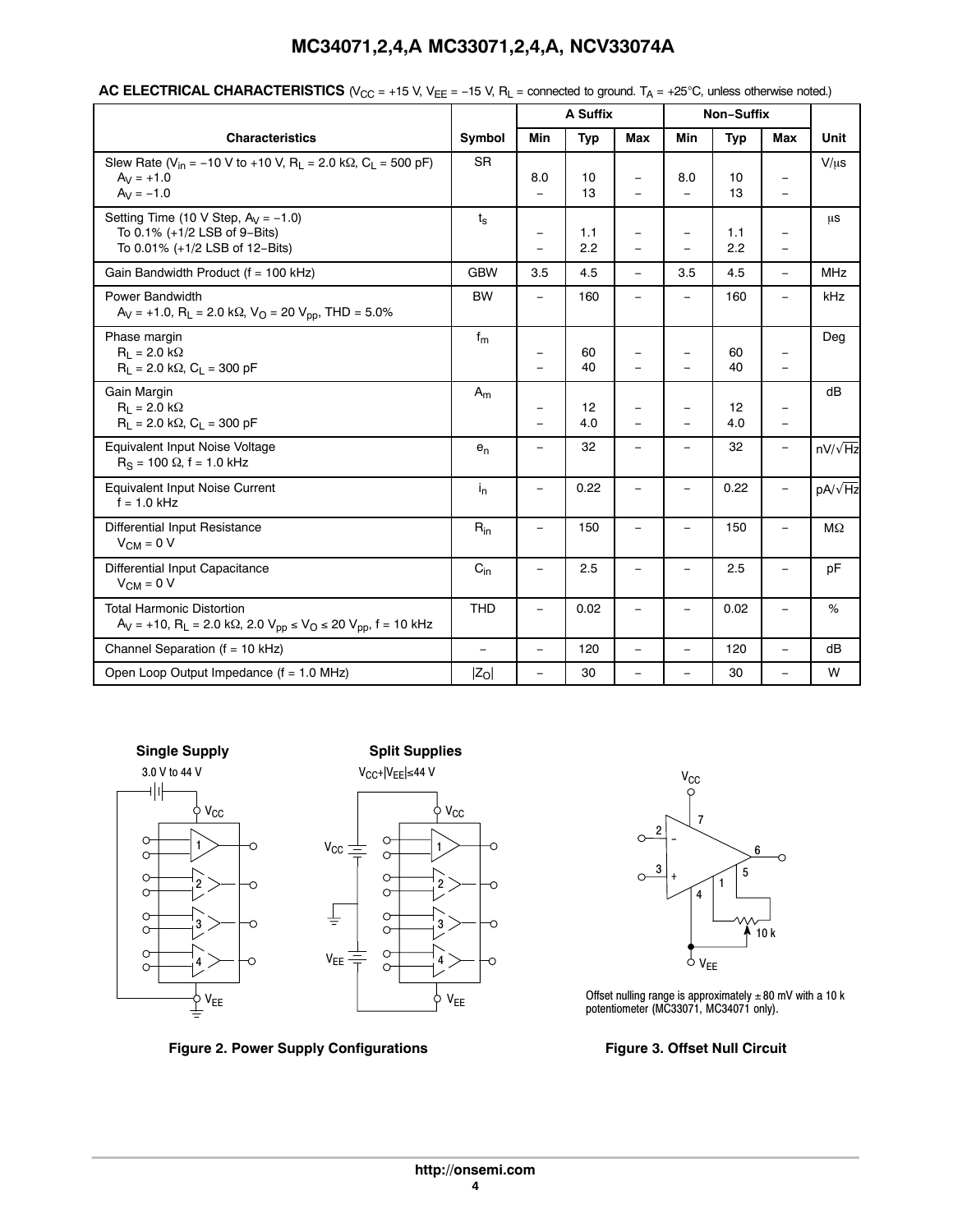**AC ELECTRICAL CHARACTERISTICS** ($V_{CC}$ = +15 V, $V_{EE}$ = −15 V, $R_L$ = connected to ground. $T_A$ = +25°C, unless otherwise noted.)

| Characteristics | Symbol | A Suffix | | | Non−Suffix | | | Unit |
|---|---|---|---|---|---|---|---|---|
| | | Min | Typ | Max | Min | Typ | Max | |
| Slew Rate ($V_{in}$ = −10 V to +10 V, $R_L$ = 2.0 kΩ, $C_L$ = 500 pF)<br>$A_V$ = +1.0<br>$A_V$ = −1.0 | SR | <br>8.0<br>– | <br>10<br>13 | <br>–<br>– | <br>8.0<br>– | <br>10<br>13 | <br>–<br>– | V/μs |
| Setting Time (10 V Step, $A_V$ = −1.0)<br>To 0.1% (+1/2 LSB of 9−Bits)<br>To 0.01% (+1/2 LSB of 12−Bits) | $t_s$ | <br>–<br>– | <br>1.1<br>2.2 | <br>–<br>– | <br>–<br>– | <br>1.1<br>2.2 | <br>–<br>– | μs |
| Gain Bandwidth Product (f = 100 kHz) | GBW | 3.5 | 4.5 | – | 3.5 | 4.5 | – | MHz |
| Power Bandwidth<br>$A_V$ = +1.0, $R_L$ = 2.0 kΩ, $V_O$ = 20 $V_{pp}$, THD = 5.0% | BW | – | 160 | – | – | 160 | – | kHz |
| Phase margin<br>$R_L$ = 2.0 kΩ<br>$R_L$ = 2.0 kΩ, $C_L$ = 300 pF | $f_m$ | <br>–<br>– | <br>60<br>40 | <br>–<br>– | <br>–<br>– | <br>60<br>40 | <br>–<br>– | Deg |
| Gain Margin<br>$R_L$ = 2.0 kΩ<br>$R_L$ = 2.0 kΩ, $C_L$ = 300 pF | $A_m$ | <br>–<br>– | <br>12<br>4.0 | <br>–<br>– | <br>–<br>– | <br>12<br>4.0 | <br>–<br>– | dB |
| Equivalent Input Noise Voltage<br>$R_S$ = 100 Ω, f = 1.0 kHz | $e_n$ | – | 32 | – | – | 32 | – | $nV/\sqrt{Hz}$ |
| Equivalent Input Noise Current<br>f = 1.0 kHz | $i_n$ | – | 0.22 | – | – | 0.22 | – | $pA/\sqrt{Hz}$ |
| Differential Input Resistance<br>$V_{CM}$ = 0 V | $R_{in}$ | – | 150 | – | – | 150 | – | MΩ |
| Differential Input Capacitance<br>$V_{CM}$ = 0 V | $C_{in}$ | – | 2.5 | – | – | 2.5 | – | pF |
| Total Harmonic Distortion<br>$A_V$ = +10, $R_L$ = 2.0 kΩ, 2.0 $V_{pp}$ ≤ $V_O$ ≤ 20 $V_{pp}$, f = 10 kHz | THD | – | 0.02 | – | – | 0.02 | – | % |
| Channel Separation (f = 10 kHz) | – | – | 120 | – | – | 120 | – | dB |
| Open Loop Output Impedance (f = 1.0 MHz) | $\lvert Z_O \rvert$ | – | 30 | – | – | 30 | – | W |

Single Supply — 3.0 V to 44 V

Split Supplies — $V_{CC}$+|$V_{EE}$|≤44 V

**Figure 2. Power Supply Configurations**

Offset nulling range is approximately ± 80 mV with a 10 k potentiometer (MC33071, MC34071 only).

**Figure 3. Offset Null Circuit**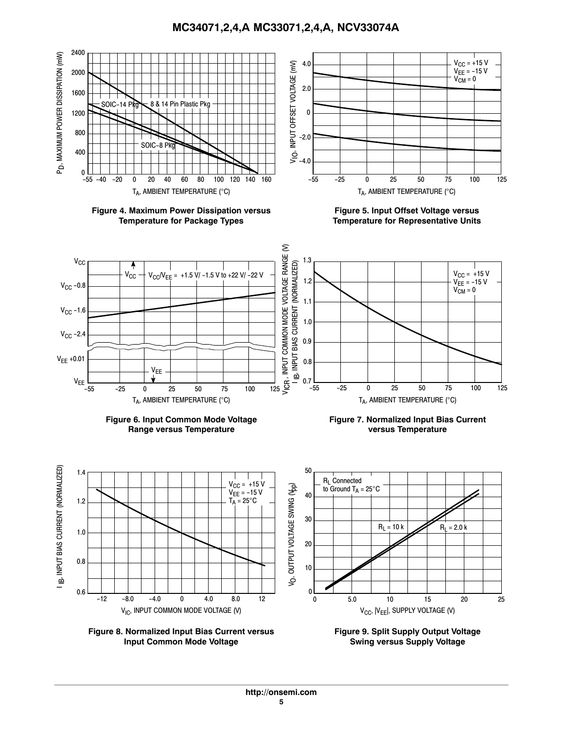Figure 4. Maximum Power Dissipation versus Temperature for Package Types

Figure 5. Input Offset Voltage versus Temperature for Representative Units

Figure 6. Input Common Mode Voltage Range versus Temperature

Figure 7. Normalized Input Bias Current versus Temperature

Figure 8. Normalized Input Bias Current versus Input Common Mode Voltage

Figure 9. Split Supply Output Voltage Swing versus Supply Voltage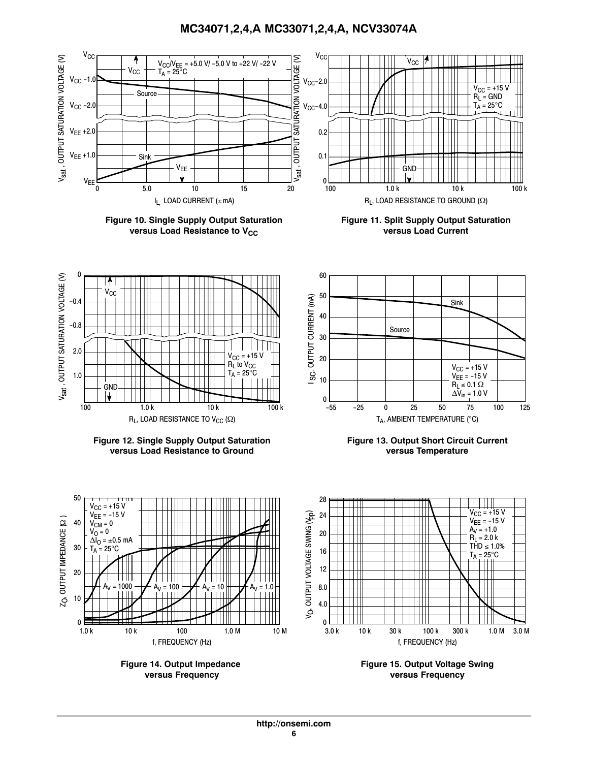Figure 10. Single Supply Output Saturation versus Load Resistance to $V_{CC}$

Figure 11. Split Supply Output Saturation versus Load Current

Figure 12. Single Supply Output Saturation versus Load Resistance to Ground

Figure 13. Output Short Circuit Current versus Temperature

Figure 14. Output Impedance versus Frequency

Figure 15. Output Voltage Swing versus Frequency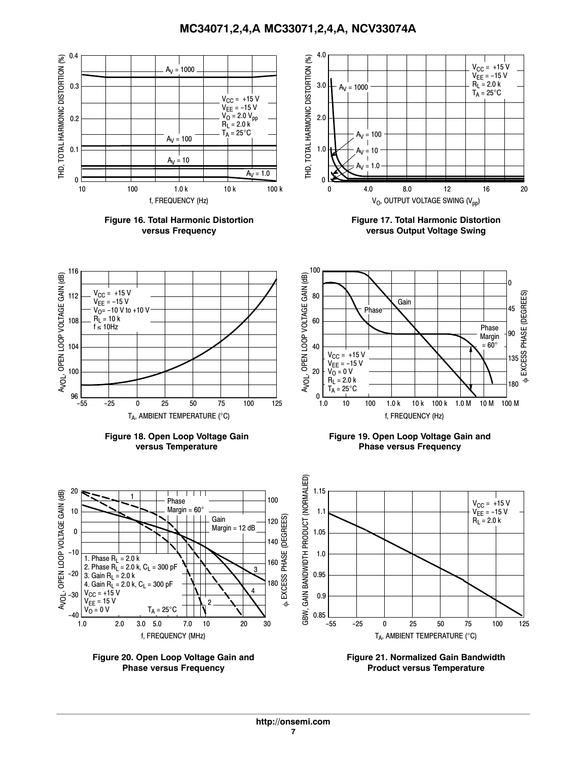Figure 16. Total Harmonic Distortion versus Frequency

Figure 17. Total Harmonic Distortion versus Output Voltage Swing

Figure 18. Open Loop Voltage Gain versus Temperature

Figure 19. Open Loop Voltage Gain and Phase versus Frequency

Figure 20. Open Loop Voltage Gain and Phase versus Frequency

Figure 21. Normalized Gain Bandwidth Product versus Temperature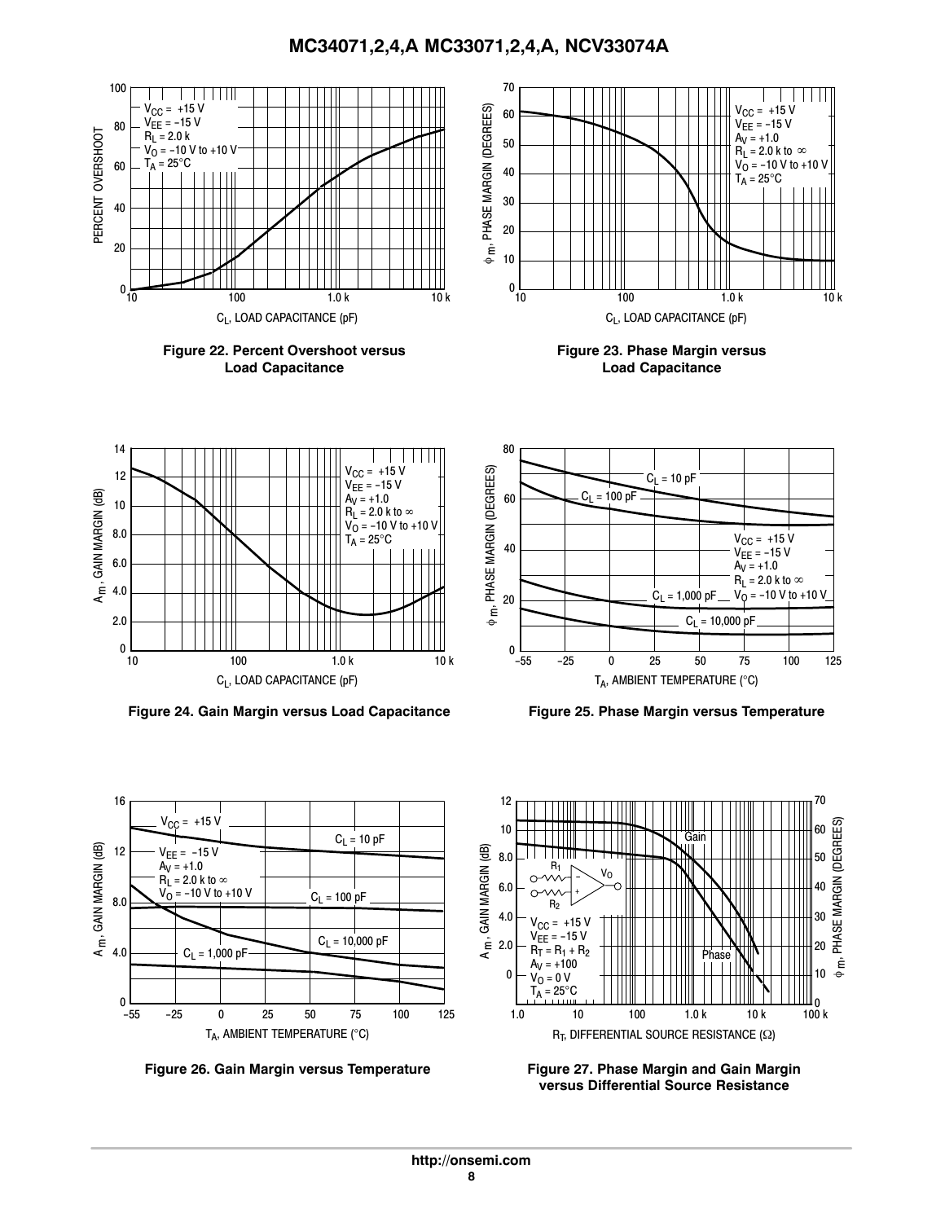Figure 22. Percent Overshoot versus Load Capacitance

Figure 23. Phase Margin versus Load Capacitance

Figure 24. Gain Margin versus Load Capacitance

Figure 25. Phase Margin versus Temperature

Figure 26. Gain Margin versus Temperature

Figure 27. Phase Margin and Gain Margin versus Differential Source Resistance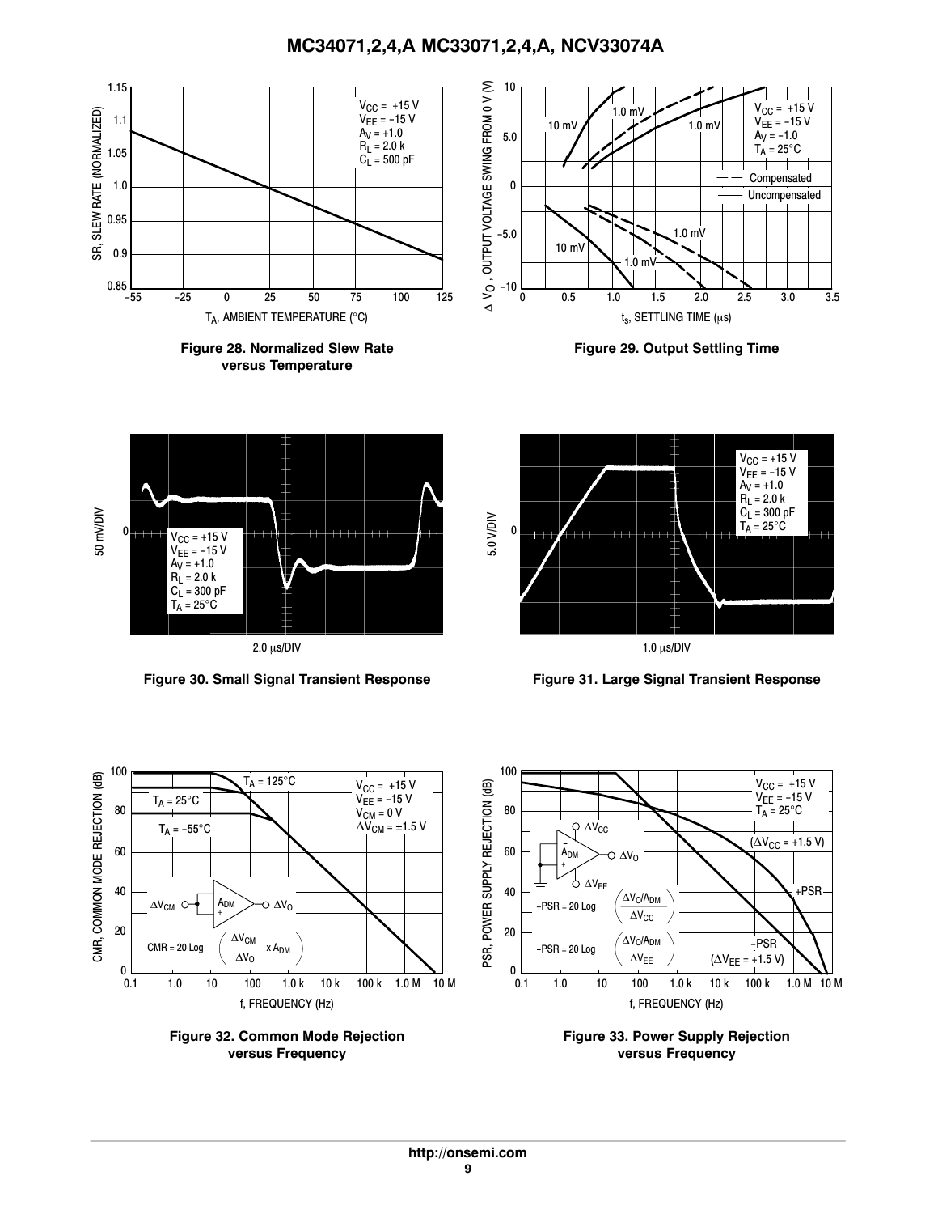Figure 28. Normalized Slew Rate versus Temperature

Figure 29. Output Settling Time

Figure 30. Small Signal Transient Response

Figure 31. Large Signal Transient Response

Figure 32. Common Mode Rejection versus Frequency

Figure 33. Power Supply Rejection versus Frequency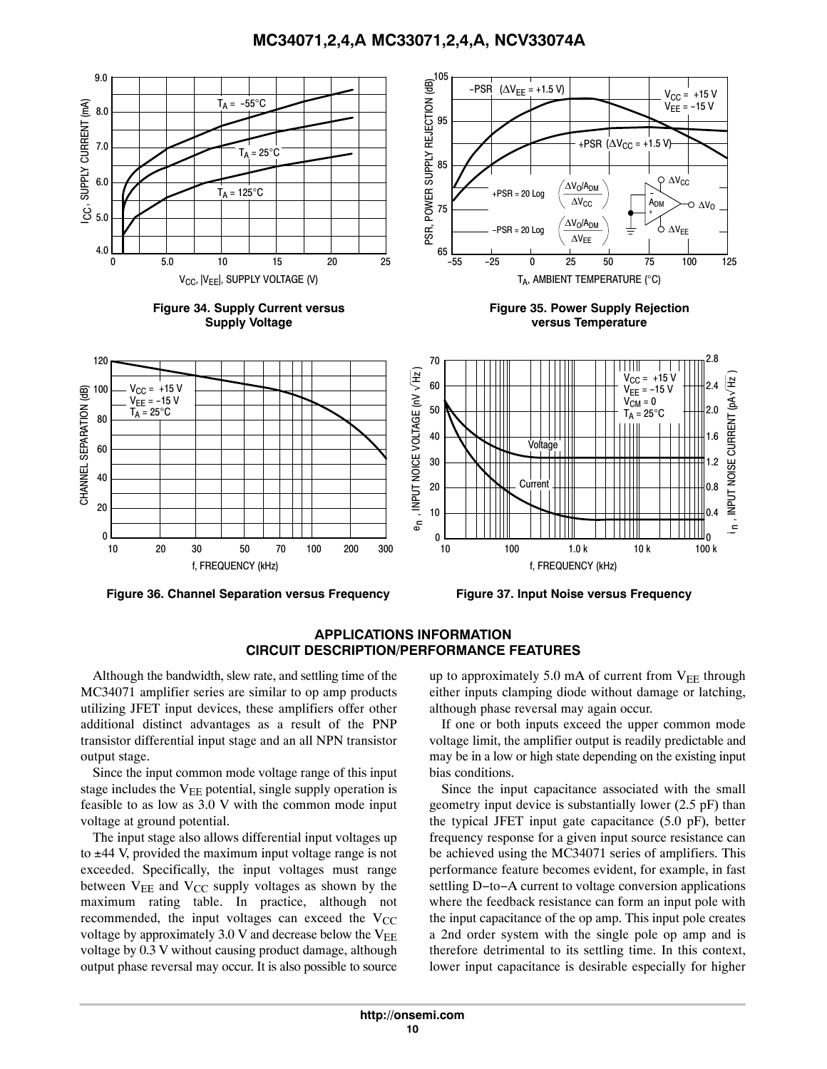Figure 34. Supply Current versus Supply Voltage

Figure 35. Power Supply Rejection versus Temperature

Figure 36. Channel Separation versus Frequency

Figure 37. Input Noise versus Frequency

## APPLICATIONS INFORMATION
## CIRCUIT DESCRIPTION/PERFORMANCE FEATURES

Although the bandwidth, slew rate, and settling time of the MC34071 amplifier series are similar to op amp products utilizing JFET input devices, these amplifiers offer other additional distinct advantages as a result of the PNP transistor differential input stage and an all NPN transistor output stage.

Since the input common mode voltage range of this input stage includes the $V_{EE}$ potential, single supply operation is feasible to as low as 3.0 V with the common mode input voltage at ground potential.

The input stage also allows differential input voltages up to ±44 V, provided the maximum input voltage range is not exceeded. Specifically, the input voltages must range between $V_{EE}$ and $V_{CC}$ supply voltages as shown by the maximum rating table. In practice, although not recommended, the input voltages can exceed the $V_{CC}$ voltage by approximately 3.0 V and decrease below the $V_{EE}$ voltage by 0.3 V without causing product damage, although output phase reversal may occur. It is also possible to source up to approximately 5.0 mA of current from $V_{EE}$ through either inputs clamping diode without damage or latching, although phase reversal may again occur.

If one or both inputs exceed the upper common mode voltage limit, the amplifier output is readily predictable and may be in a low or high state depending on the existing input bias conditions.

Since the input capacitance associated with the small geometry input device is substantially lower (2.5 pF) than the typical JFET input gate capacitance (5.0 pF), better frequency response for a given input source resistance can be achieved using the MC34071 series of amplifiers. This performance feature becomes evident, for example, in fast settling D−to−A current to voltage conversion applications where the feedback resistance can form an input pole with the input capacitance of the op amp. This input pole creates a 2nd order system with the single pole op amp and is therefore detrimental to its settling time. In this context, lower input capacitance is desirable especially for higher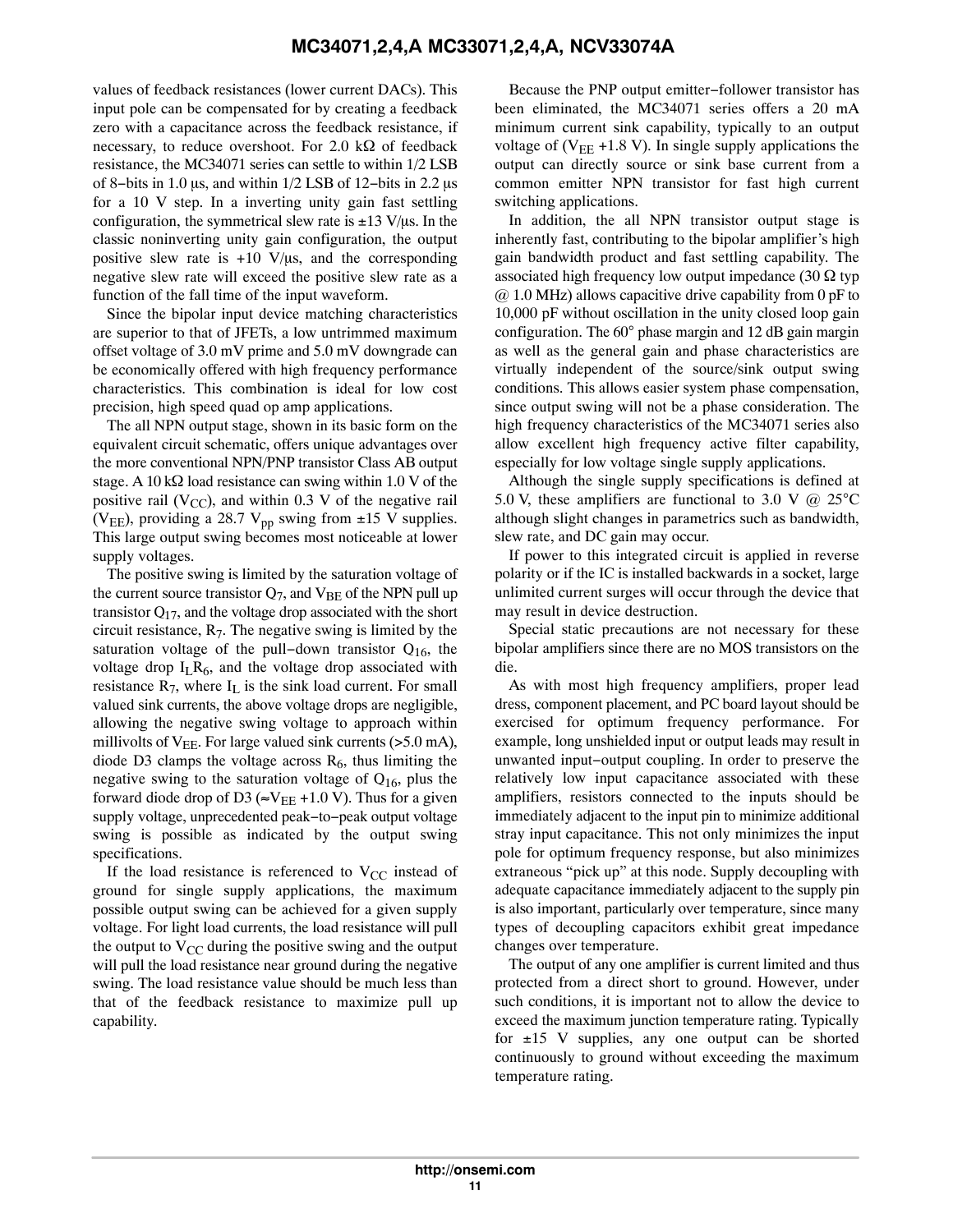values of feedback resistances (lower current DACs). This input pole can be compensated for by creating a feedback zero with a capacitance across the feedback resistance, if necessary, to reduce overshoot. For 2.0 kΩ of feedback resistance, the MC34071 series can settle to within 1/2 LSB of 8−bits in 1.0 μs, and within 1/2 LSB of 12−bits in 2.2 μs for a 10 V step. In a inverting unity gain fast settling configuration, the symmetrical slew rate is ±13 V/μs. In the classic noninverting unity gain configuration, the output positive slew rate is +10 V/μs, and the corresponding negative slew rate will exceed the positive slew rate as a function of the fall time of the input waveform.

Since the bipolar input device matching characteristics are superior to that of JFETs, a low untrimmed maximum offset voltage of 3.0 mV prime and 5.0 mV downgrade can be economically offered with high frequency performance characteristics. This combination is ideal for low cost precision, high speed quad op amp applications.

The all NPN output stage, shown in its basic form on the equivalent circuit schematic, offers unique advantages over the more conventional NPN/PNP transistor Class AB output stage. A 10 kΩ load resistance can swing within 1.0 V of the positive rail ($V_{CC}$), and within 0.3 V of the negative rail ($V_{EE}$), providing a 28.7 $V_{pp}$ swing from ±15 V supplies. This large output swing becomes most noticeable at lower supply voltages.

The positive swing is limited by the saturation voltage of the current source transistor $Q_7$, and $V_{BE}$ of the NPN pull up transistor $Q_{17}$, and the voltage drop associated with the short circuit resistance, $R_7$. The negative swing is limited by the saturation voltage of the pull−down transistor $Q_{16}$, the voltage drop $I_L R_6$, and the voltage drop associated with resistance $R_7$, where $I_L$ is the sink load current. For small valued sink currents, the above voltage drops are negligible, allowing the negative swing voltage to approach within millivolts of $V_{EE}$. For large valued sink currents (>5.0 mA), diode D3 clamps the voltage across $R_6$, thus limiting the negative swing to the saturation voltage of $Q_{16}$, plus the forward diode drop of D3 (≈$V_{EE}$ +1.0 V). Thus for a given supply voltage, unprecedented peak−to−peak output voltage swing is possible as indicated by the output swing specifications.

If the load resistance is referenced to $V_{CC}$ instead of ground for single supply applications, the maximum possible output swing can be achieved for a given supply voltage. For light load currents, the load resistance will pull the output to $V_{CC}$ during the positive swing and the output will pull the load resistance near ground during the negative swing. The load resistance value should be much less than that of the feedback resistance to maximize pull up capability.

Because the PNP output emitter−follower transistor has been eliminated, the MC34071 series offers a 20 mA minimum current sink capability, typically to an output voltage of ($V_{EE}$ +1.8 V). In single supply applications the output can directly source or sink base current from a common emitter NPN transistor for fast high current switching applications.

In addition, the all NPN transistor output stage is inherently fast, contributing to the bipolar amplifier's high gain bandwidth product and fast settling capability. The associated high frequency low output impedance (30 Ω typ @ 1.0 MHz) allows capacitive drive capability from 0 pF to 10,000 pF without oscillation in the unity closed loop gain configuration. The 60° phase margin and 12 dB gain margin as well as the general gain and phase characteristics are virtually independent of the source/sink output swing conditions. This allows easier system phase compensation, since output swing will not be a phase consideration. The high frequency characteristics of the MC34071 series also allow excellent high frequency active filter capability, especially for low voltage single supply applications.

Although the single supply specifications is defined at 5.0 V, these amplifiers are functional to 3.0 V @ 25°C although slight changes in parametrics such as bandwidth, slew rate, and DC gain may occur.

If power to this integrated circuit is applied in reverse polarity or if the IC is installed backwards in a socket, large unlimited current surges will occur through the device that may result in device destruction.

Special static precautions are not necessary for these bipolar amplifiers since there are no MOS transistors on the die.

As with most high frequency amplifiers, proper lead dress, component placement, and PC board layout should be exercised for optimum frequency performance. For example, long unshielded input or output leads may result in unwanted input−output coupling. In order to preserve the relatively low input capacitance associated with these amplifiers, resistors connected to the inputs should be immediately adjacent to the input pin to minimize additional stray input capacitance. This not only minimizes the input pole for optimum frequency response, but also minimizes extraneous "pick up" at this node. Supply decoupling with adequate capacitance immediately adjacent to the supply pin is also important, particularly over temperature, since many types of decoupling capacitors exhibit great impedance changes over temperature.

The output of any one amplifier is current limited and thus protected from a direct short to ground. However, under such conditions, it is important not to allow the device to exceed the maximum junction temperature rating. Typically for ±15 V supplies, any one output can be shorted continuously to ground without exceeding the maximum temperature rating.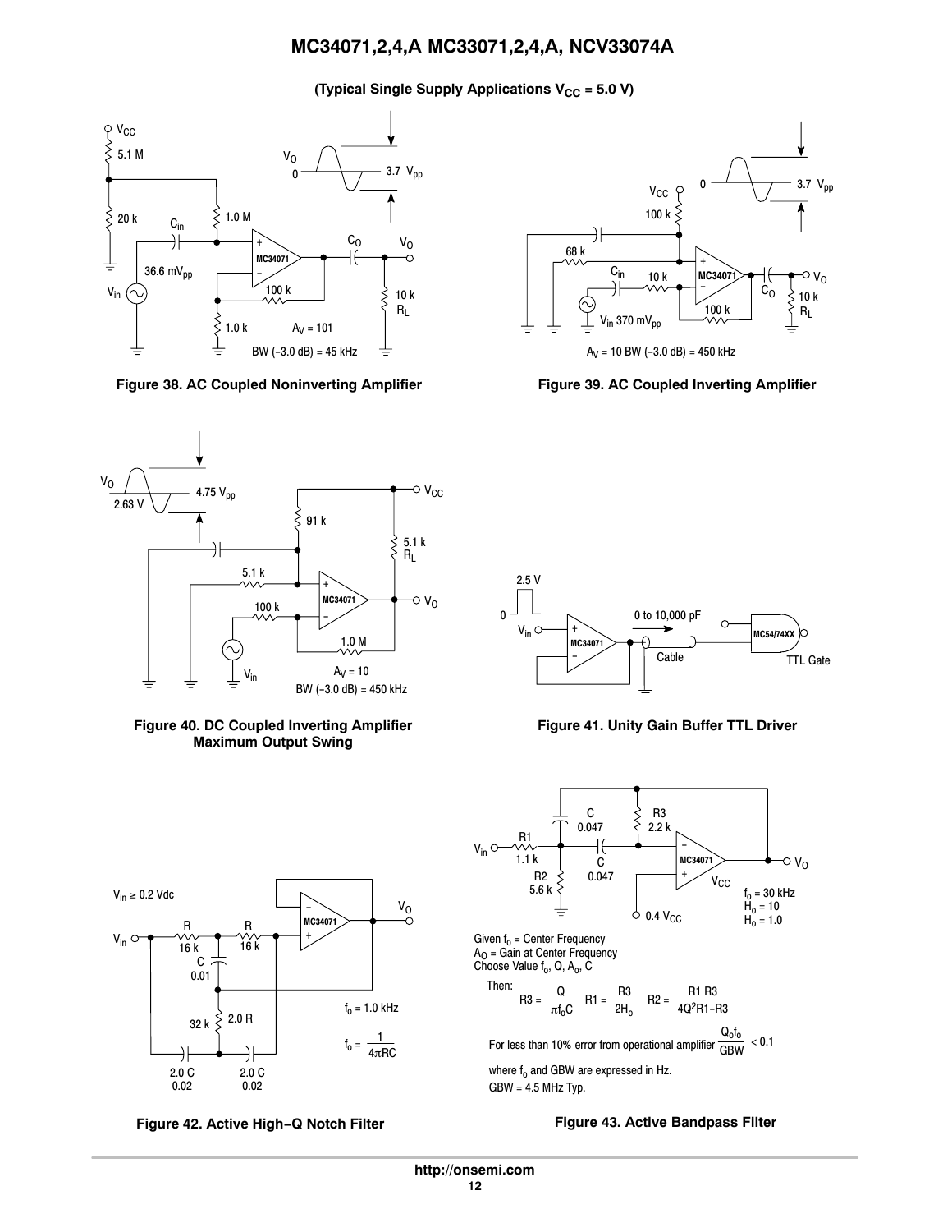**(Typical Single Supply Applications $V_{CC}$ = 5.0 V)**

$A_V = 101$

BW (−3.0 dB) = 45 kHz

Figure 38. AC Coupled Noninverting Amplifier

$A_V = 10$ BW (−3.0 dB) = 450 kHz

Figure 39. AC Coupled Inverting Amplifier

$A_V = 10$

BW (−3.0 dB) = 450 kHz

Figure 40. DC Coupled Inverting Amplifier Maximum Output Swing

Figure 41. Unity Gain Buffer TTL Driver

$f_o = 1.0$ kHz

$$f_o = \frac{1}{4\pi RC}$$

Figure 42. Active High−Q Notch Filter

$f_o = 30$ kHz
$H_o = 10$
$H_o = 1.0$

Given $f_o$ = Center Frequency
$A_O$ = Gain at Center Frequency
Choose Value $f_o$, Q, $A_o$, C

Then:

$$R3 = \frac{Q}{\pi f_o C} \quad R1 = \frac{R3}{2H_o} \quad R2 = \frac{R1\,R3}{4Q^2 R1 - R3}$$

For less than 10% error from operational amplifier $\frac{Q_o f_o}{GBW} < 0.1$

where $f_o$ and GBW are expressed in Hz.

GBW = 4.5 MHz Typ.

Figure 43. Active Bandpass Filter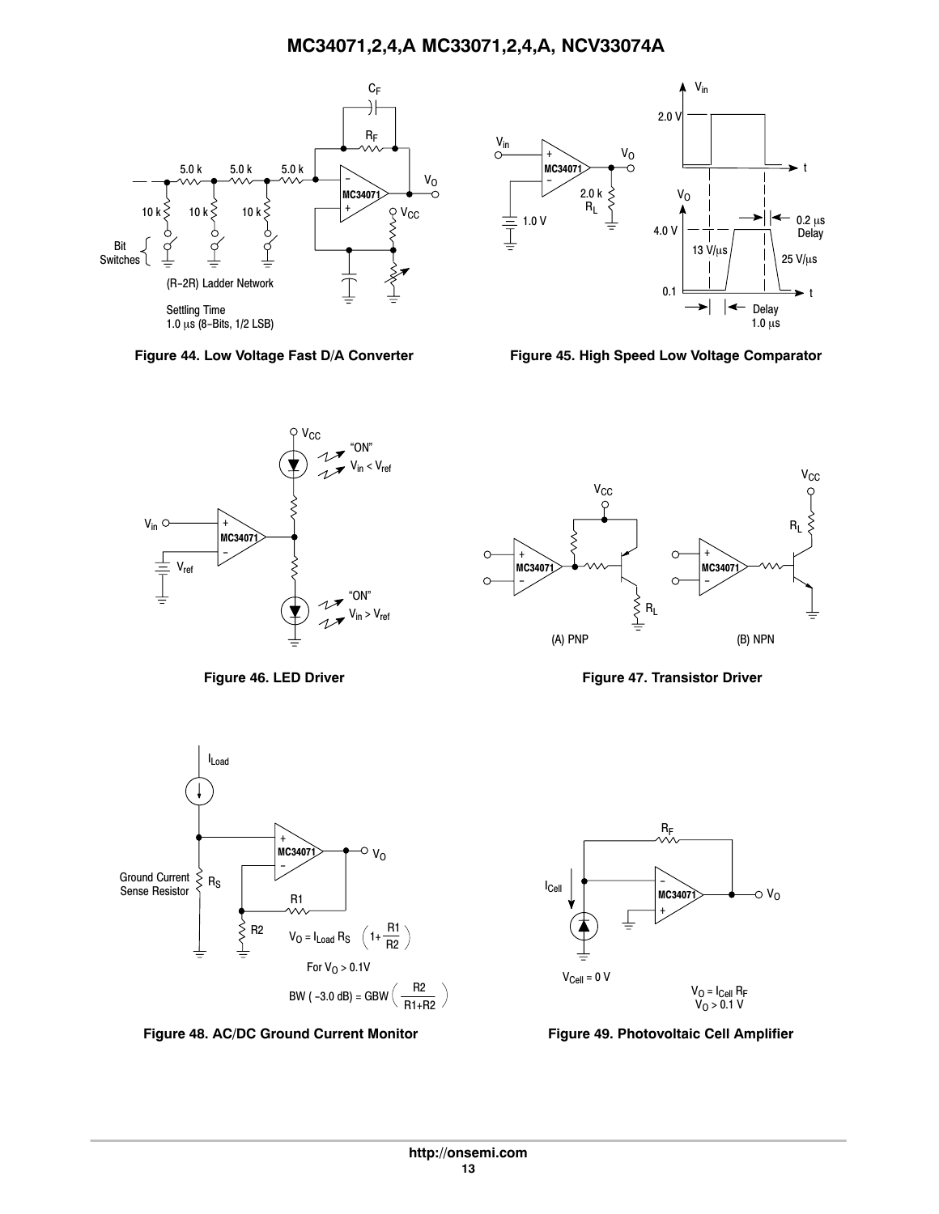(R−2R) Ladder Network

Settling Time
1.0 μs (8−Bits, 1/2 LSB)

**Figure 44. Low Voltage Fast D/A Converter**

**Figure 45. High Speed Low Voltage Comparator**

**Figure 46. LED Driver**

**Figure 47. Transistor Driver**

$V_O = I_{Load}\, R_S \left(1 + \frac{R1}{R2}\right)$

For $V_O > 0.1V$

$BW\ (-3.0\ dB) = GBW \left(\frac{R2}{R1 + R2}\right)$

**Figure 48. AC/DC Ground Current Monitor**

$V_{Cell} = 0\ V$

$V_O = I_{Cell}\, R_F$
$V_O > 0.1\ V$

**Figure 49. Photovoltaic Cell Amplifier**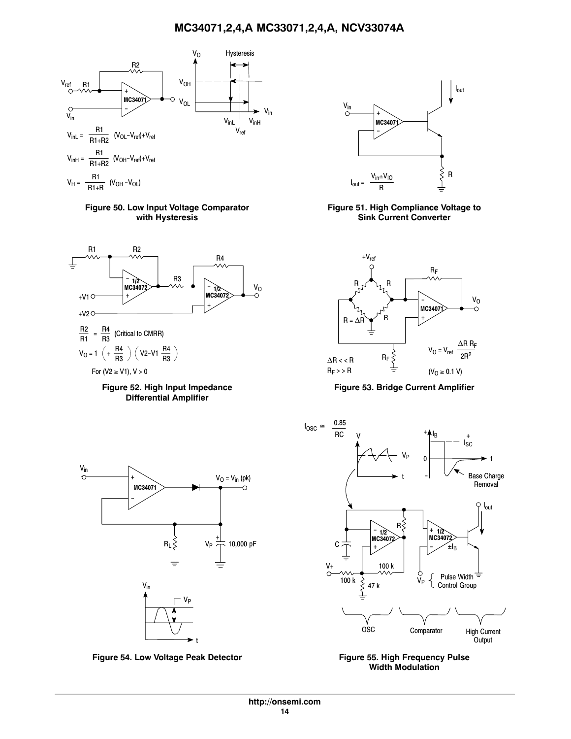$V_{inL} = \frac{R1}{R1+R2}(V_{OL}-V_{ref})+V_{ref}$

$V_{inH} = \frac{R1}{R1+R2}(V_{OH}-V_{ref})+V_{ref}$

$V_H = \frac{R1}{R1+R}(V_{OH}-V_{OL})$

**Figure 50. Low Input Voltage Comparator with Hysteresis**

$I_{out} = \frac{V_{in} \pm V_{IO}}{R}$

**Figure 51. High Compliance Voltage to Sink Current Converter**

$\frac{R2}{R1} = \frac{R4}{R3}$ (Critical to CMRR)

$V_O = 1\left(+\frac{R4}{R3}\right)\left(V2 - V1\frac{R4}{R3}\right)$

For ($V2 \geq V1$), $V > 0$

**Figure 52. High Input Impedance Differential Amplifier**

$V_O = V_{ref}\frac{\Delta R\, R_F}{2R^2}$

$\Delta R << R$

$R_F >> R$

($V_O \geq 0.1$ V)

**Figure 53. Bridge Current Amplifier**

$V_O = V_{in}$ (pk)

**Figure 54. Low Voltage Peak Detector**

$f_{OSC} \cong \frac{0.85}{RC}$

**Figure 55. High Frequency Pulse Width Modulation**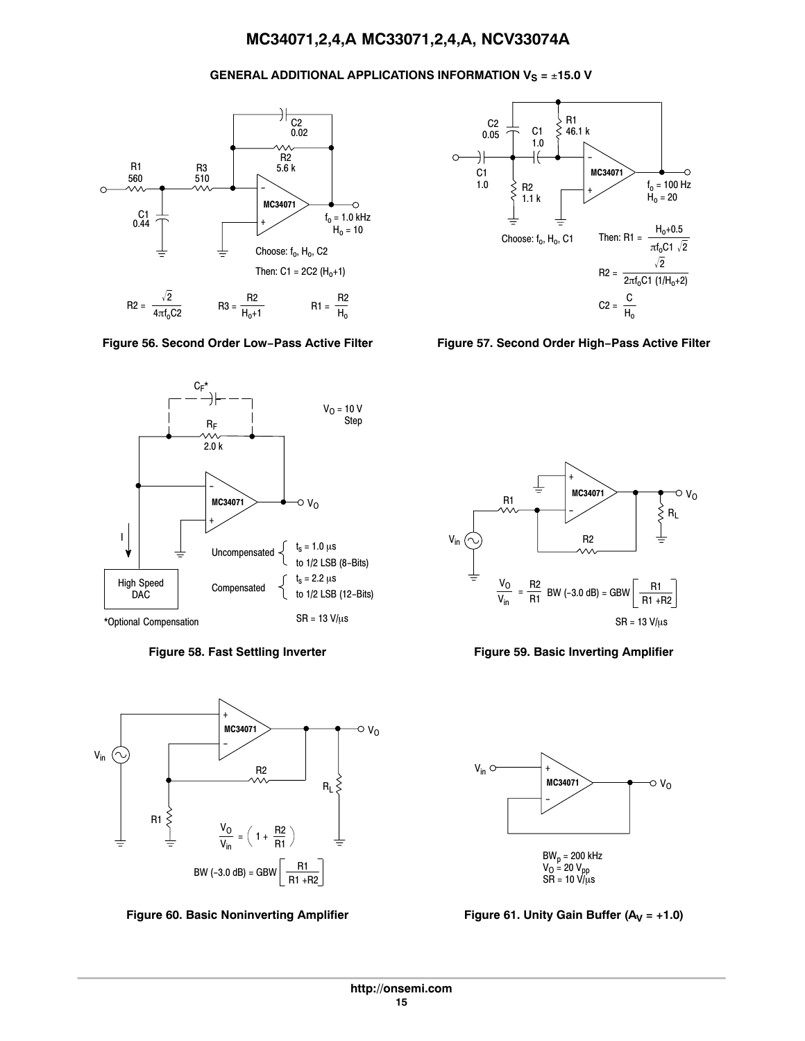## GENERAL ADDITIONAL APPLICATIONS INFORMATION $V_S = \pm15.0$ V

R1 560, C1 0.44, R3 510, R2 5.6 k, C2 0.02, MC34071

$f_o = 1.0$ kHz
$H_o = 10$

Choose: $f_o$, $H_o$, C2

Then: $C1 = 2C2\,(H_o+1)$

$$R2 = \frac{\sqrt{2}}{4\pi f_o C2} \qquad R3 = \frac{R2}{H_o+1} \qquad R1 = \frac{R2}{H_o}$$

**Figure 56. Second Order Low−Pass Active Filter**

C1 1.0, C2 0.05, C1 1.0, R1 46.1 k, R2 1.1 k, MC34071

$f_o = 100$ Hz
$H_o = 20$

Choose: $f_o$, $H_o$, C1

$$\text{Then: } R1 = \frac{H_o + 0.5}{\pi f_o C1 \sqrt{2}}$$

$$R2 = \frac{\sqrt{2}}{2\pi f_o C1\,(1/H_o+2)}$$

$$C2 = \frac{C}{H_o}$$

**Figure 57. Second Order High−Pass Active Filter**

$C_F$*, $R_F$ 2.0 k, MC34071, High Speed DAC, I

$V_O = 10$ V Step

Uncompensated: $t_s = 1.0\ \mu s$ to 1/2 LSB (8−Bits)

Compensated: $t_s = 2.2\ \mu s$ to 1/2 LSB (12−Bits)

SR = 13 V/μs

*Optional Compensation

**Figure 58. Fast Settling Inverter**

$$\frac{V_O}{V_{in}} = \frac{R2}{R1} \quad BW\,(-3.0\text{ dB}) = GBW\left[\frac{R1}{R1+R2}\right]$$

SR = 13 V/μs

**Figure 59. Basic Inverting Amplifier**

$$\frac{V_O}{V_{in}} = \left(1 + \frac{R2}{R1}\right)$$

$$BW\,(-3.0\text{ dB}) = GBW\left[\frac{R1}{R1+R2}\right]$$

**Figure 60. Basic Noninverting Amplifier**

$BW_p = 200$ kHz
$V_O = 20\ V_{pp}$
SR = 10 V/μs

**Figure 61. Unity Gain Buffer ($A_V = +1.0$)**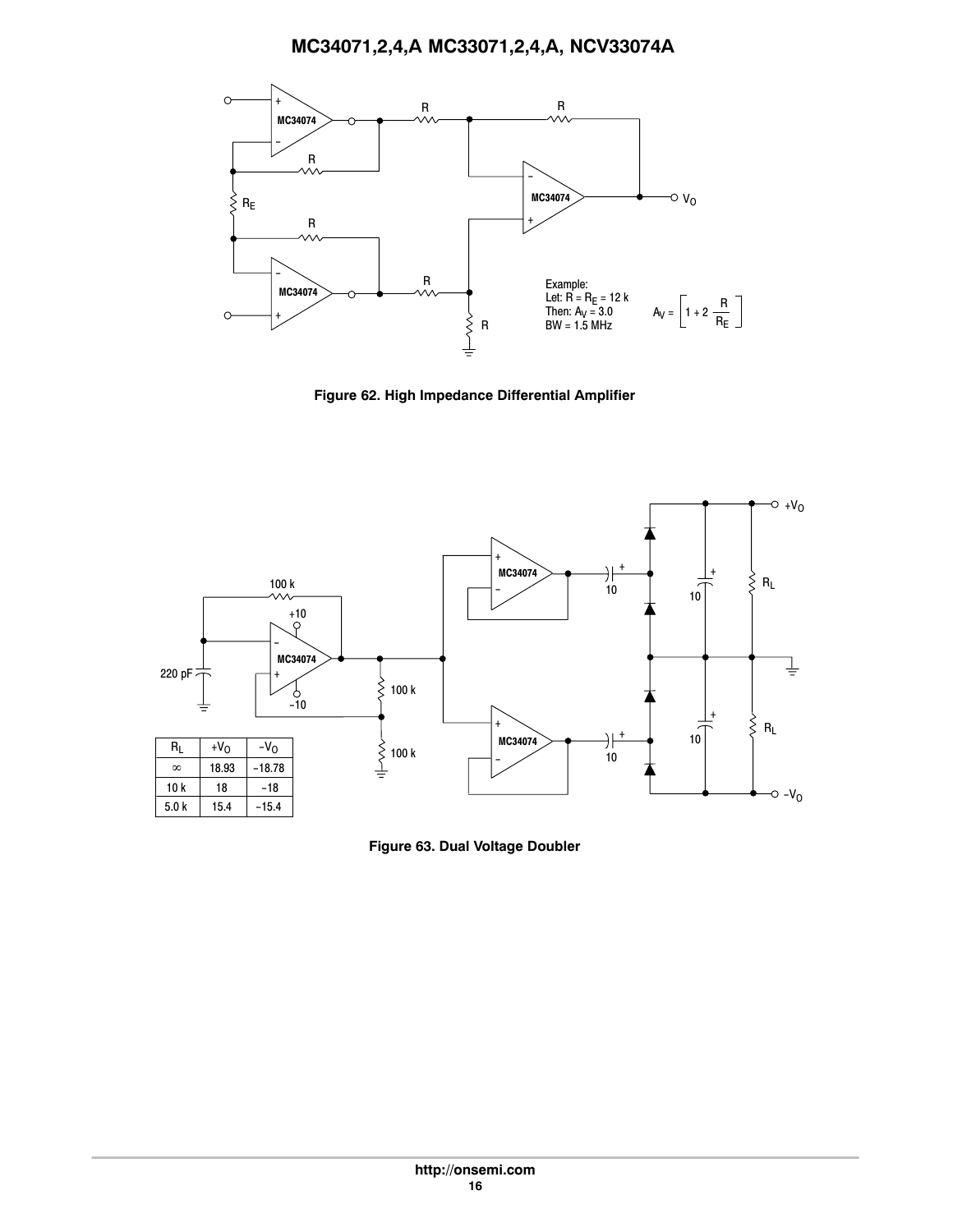Example:
Let: $R = R_E = 12\ k$
Then: $A_V = 3.0$
BW = 1.5 MHz

$$A_V = \left[ 1 + 2\ \frac{R}{R_E} \right]$$

**Figure 62. High Impedance Differential Amplifier**

| $R_L$ | $+V_O$ | $-V_O$ |
|---|---|---|
| ∞ | 18.93 | −18.78 |
| 10 k | 18 | −18 |
| 5.0 k | 15.4 | −15.4 |

**Figure 63. Dual Voltage Doubler**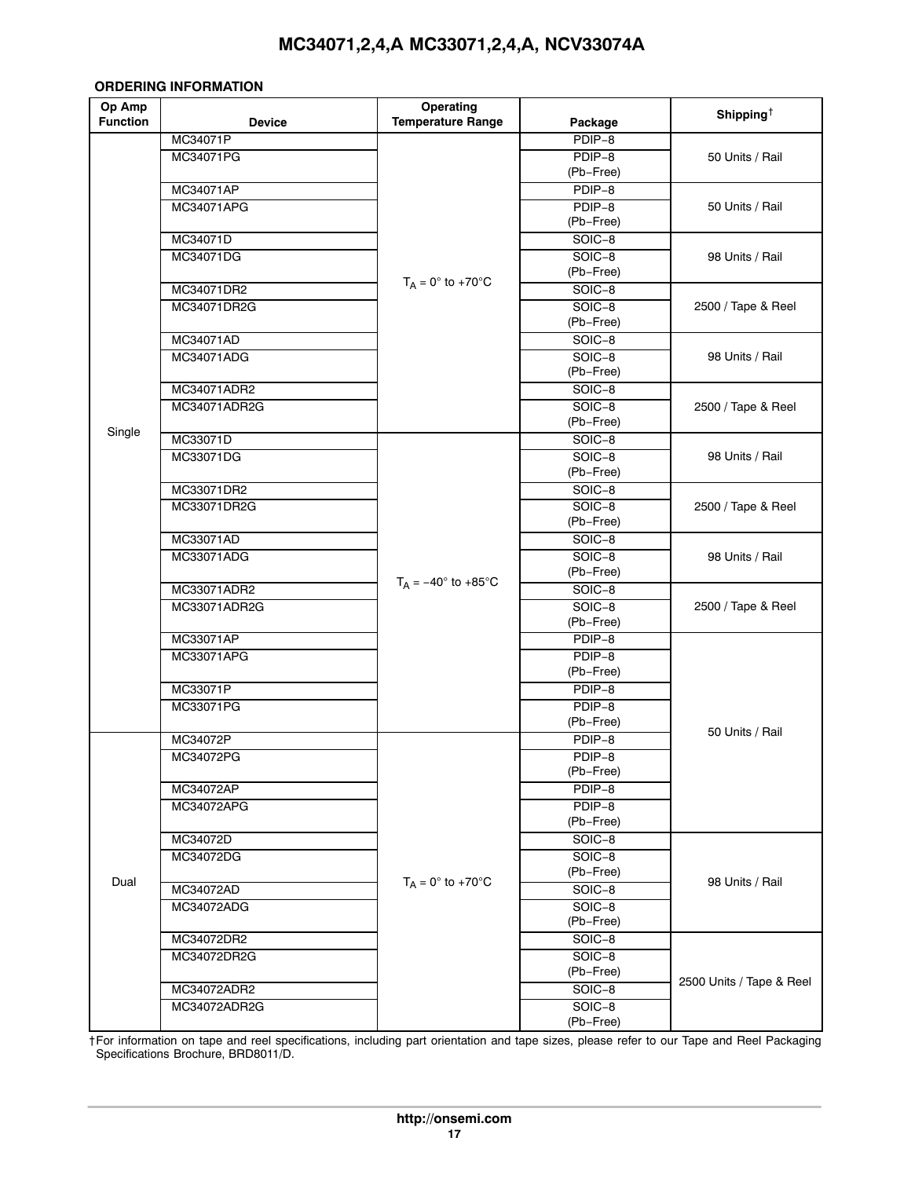## ORDERING INFORMATION

| Op Amp Function | Device | Operating Temperature Range | Package | Shipping† |
|---|---|---|---|---|
| Single | MC34071P | $T_A$ = 0° to +70°C | PDIP−8 | 50 Units / Rail |
| | MC34071PG | | PDIP−8 (Pb−Free) | |
| | MC34071AP | | PDIP−8 | 50 Units / Rail |
| | MC34071APG | | PDIP−8 (Pb−Free) | |
| | MC34071D | | SOIC−8 | 98 Units / Rail |
| | MC34071DG | | SOIC−8 (Pb−Free) | |
| | MC34071DR2 | | SOIC−8 | 2500 / Tape & Reel |
| | MC34071DR2G | | SOIC−8 (Pb−Free) | |
| | MC34071AD | | SOIC−8 | 98 Units / Rail |
| | MC34071ADG | | SOIC−8 (Pb−Free) | |
| | MC34071ADR2 | | SOIC−8 | 2500 / Tape & Reel |
| | MC34071ADR2G | | SOIC−8 (Pb−Free) | |
| | MC33071D | $T_A$ = −40° to +85°C | SOIC−8 | 98 Units / Rail |
| | MC33071DG | | SOIC−8 (Pb−Free) | |
| | MC33071DR2 | | SOIC−8 | 2500 / Tape & Reel |
| | MC33071DR2G | | SOIC−8 (Pb−Free) | |
| | MC33071AD | | SOIC−8 | 98 Units / Rail |
| | MC33071ADG | | SOIC−8 (Pb−Free) | |
| | MC33071ADR2 | | SOIC−8 | 2500 / Tape & Reel |
| | MC33071ADR2G | | SOIC−8 (Pb−Free) | |
| | MC33071AP | | PDIP−8 | 50 Units / Rail |
| | MC33071APG | | PDIP−8 (Pb−Free) | |
| | MC33071P | | PDIP−8 | |
| | MC33071PG | | PDIP−8 (Pb−Free) | |
| Dual | MC34072P | $T_A$ = 0° to +70°C | PDIP−8 | |
| | MC34072PG | | PDIP−8 (Pb−Free) | |
| | MC34072AP | | PDIP−8 | |
| | MC34072APG | | PDIP−8 (Pb−Free) | |
| | MC34072D | | SOIC−8 | 98 Units / Rail |
| | MC34072DG | | SOIC−8 (Pb−Free) | |
| | MC34072AD | | SOIC−8 | |
| | MC34072ADG | | SOIC−8 (Pb−Free) | |
| | MC34072DR2 | | SOIC−8 | 2500 Units / Tape & Reel |
| | MC34072DR2G | | SOIC−8 (Pb−Free) | |
| | MC34072ADR2 | | SOIC−8 | |
| | MC34072ADR2G | | SOIC−8 (Pb−Free) | |

†For information on tape and reel specifications, including part orientation and tape sizes, please refer to our Tape and Reel Packaging Specifications Brochure, BRD8011/D.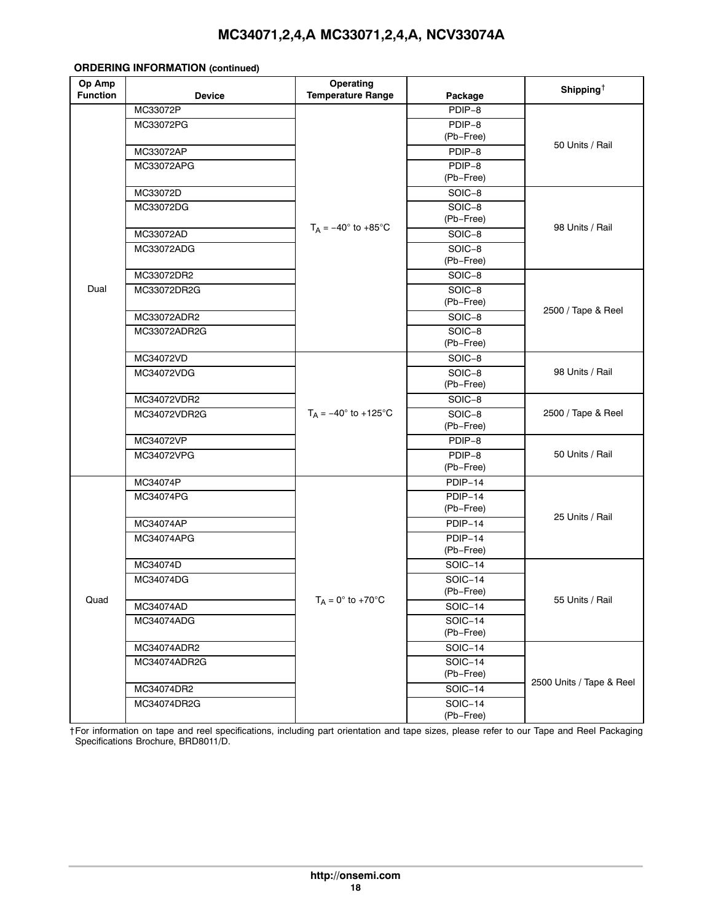**ORDERING INFORMATION (continued)**

| Op Amp Function | Device | Operating Temperature Range | Package | Shipping† |
|---|---|---|---|---|
| Dual | MC33072P | $T_A$ = −40° to +85°C | PDIP−8 | 50 Units / Rail |
| | MC33072PG | | PDIP−8 (Pb−Free) | |
| | MC33072AP | | PDIP−8 | |
| | MC33072APG | | PDIP−8 (Pb−Free) | |
| | MC33072D | | SOIC−8 | 98 Units / Rail |
| | MC33072DG | | SOIC−8 (Pb−Free) | |
| | MC33072AD | | SOIC−8 | |
| | MC33072ADG | | SOIC−8 (Pb−Free) | |
| | MC33072DR2 | | SOIC−8 | 2500 / Tape & Reel |
| | MC33072DR2G | | SOIC−8 (Pb−Free) | |
| | MC33072ADR2 | | SOIC−8 | |
| | MC33072ADR2G | | SOIC−8 (Pb−Free) | |
| | MC34072VD | $T_A$ = −40° to +125°C | SOIC−8 | 98 Units / Rail |
| | MC34072VDG | | SOIC−8 (Pb−Free) | |
| | MC34072VDR2 | | SOIC−8 | 2500 / Tape & Reel |
| | MC34072VDR2G | | SOIC−8 (Pb−Free) | |
| | MC34072VP | | PDIP−8 | 50 Units / Rail |
| | MC34072VPG | | PDIP−8 (Pb−Free) | |
| Quad | MC34074P | $T_A$ = 0° to +70°C | PDIP−14 | 25 Units / Rail |
| | MC34074PG | | PDIP−14 (Pb−Free) | |
| | MC34074AP | | PDIP−14 | |
| | MC34074APG | | PDIP−14 (Pb−Free) | |
| | MC34074D | | SOIC−14 | 55 Units / Rail |
| | MC34074DG | | SOIC−14 (Pb−Free) | |
| | MC34074AD | | SOIC−14 | |
| | MC34074ADG | | SOIC−14 (Pb−Free) | |
| | MC34074ADR2 | | SOIC−14 | 2500 Units / Tape & Reel |
| | MC34074ADR2G | | SOIC−14 (Pb−Free) | |
| | MC34074DR2 | | SOIC−14 | |
| | MC34074DR2G | | SOIC−14 (Pb−Free) | |

†For information on tape and reel specifications, including part orientation and tape sizes, please refer to our Tape and Reel Packaging Specifications Brochure, BRD8011/D.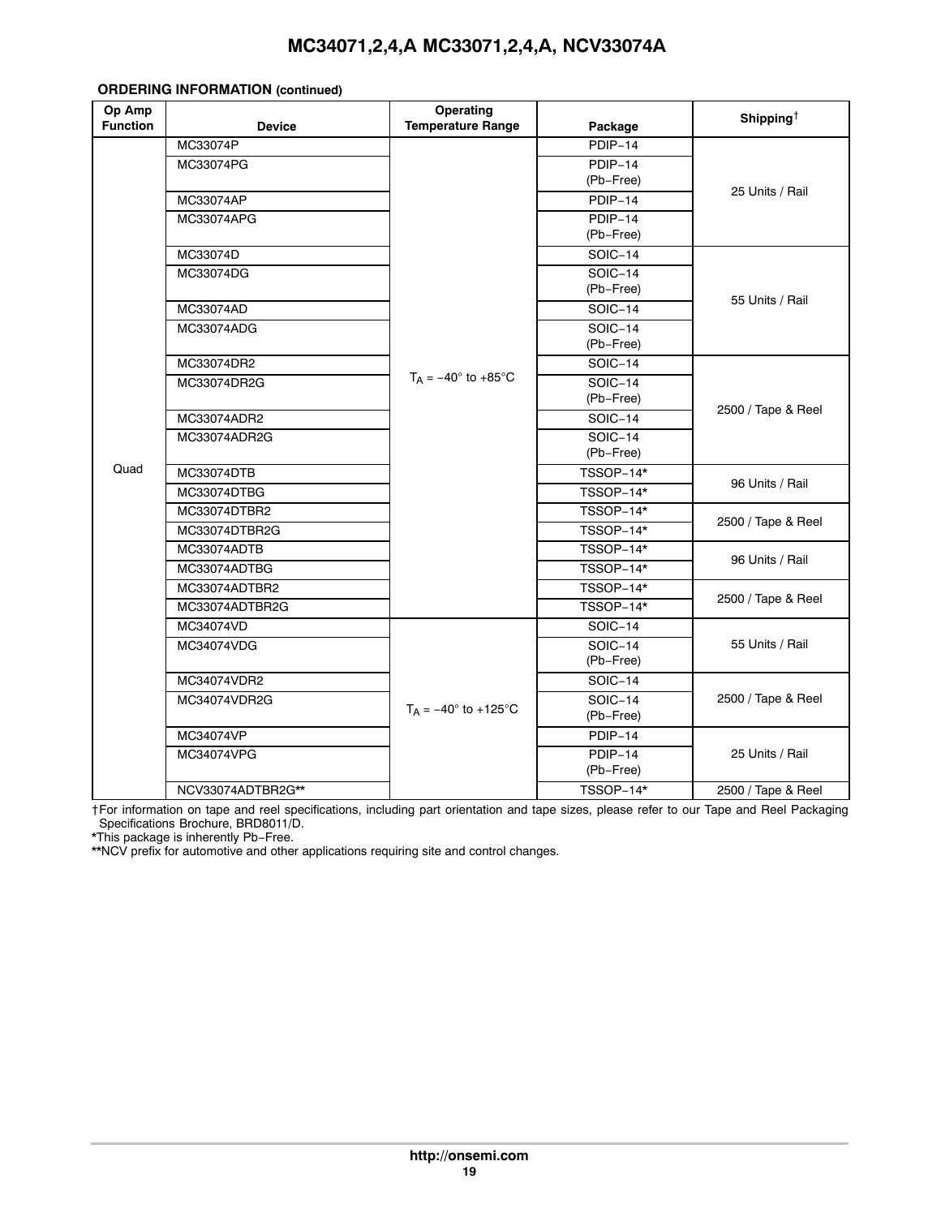**ORDERING INFORMATION (continued)**

| Op Amp Function | Device | Operating Temperature Range | Package | Shipping† |
|---|---|---|---|---|
| Quad | MC33074P | $T_A$ = −40° to +85°C | PDIP−14 | 25 Units / Rail |
| | MC33074PG | | PDIP−14 (Pb−Free) | |
| | MC33074AP | | PDIP−14 | |
| | MC33074APG | | PDIP−14 (Pb−Free) | |
| | MC33074D | | SOIC−14 | 55 Units / Rail |
| | MC33074DG | | SOIC−14 (Pb−Free) | |
| | MC33074AD | | SOIC−14 | |
| | MC33074ADG | | SOIC−14 (Pb−Free) | |
| | MC33074DR2 | | SOIC−14 | 2500 / Tape & Reel |
| | MC33074DR2G | | SOIC−14 (Pb−Free) | |
| | MC33074ADR2 | | SOIC−14 | |
| | MC33074ADR2G | | SOIC−14 (Pb−Free) | |
| | MC33074DTB | | TSSOP−14* | 96 Units / Rail |
| | MC33074DTBG | | TSSOP−14* | |
| | MC33074DTBR2 | | TSSOP−14* | 2500 / Tape & Reel |
| | MC33074DTBR2G | | TSSOP−14* | |
| | MC33074ADTB | | TSSOP−14* | 96 Units / Rail |
| | MC33074ADTBG | | TSSOP−14* | |
| | MC33074ADTBR2 | | TSSOP−14* | 2500 / Tape & Reel |
| | MC33074ADTBR2G | | TSSOP−14* | |
| | MC34074VD | $T_A$ = −40° to +125°C | SOIC−14 | 55 Units / Rail |
| | MC34074VDG | | SOIC−14 (Pb−Free) | |
| | MC34074VDR2 | | SOIC−14 | 2500 / Tape & Reel |
| | MC34074VDR2G | | SOIC−14 (Pb−Free) | |
| | MC34074VP | | PDIP−14 | 25 Units / Rail |
| | MC34074VPG | | PDIP−14 (Pb−Free) | |
| | NCV33074ADTBR2G** | | TSSOP−14* | 2500 / Tape & Reel |

†For information on tape and reel specifications, including part orientation and tape sizes, please refer to our Tape and Reel Packaging Specifications Brochure, BRD8011/D.

*This package is inherently Pb−Free.

**NCV prefix for automotive and other applications requiring site and control changes.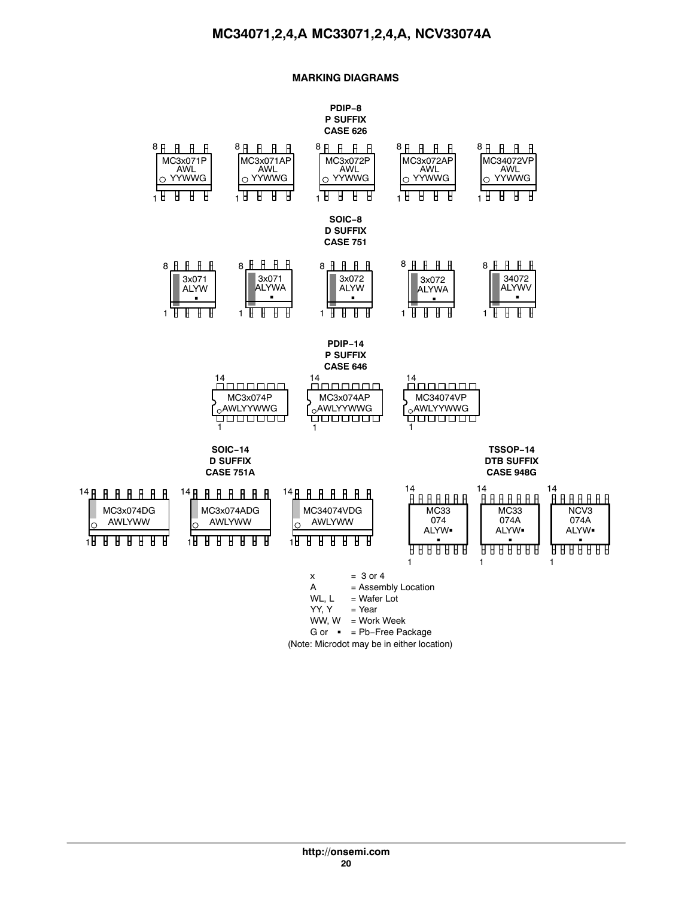## MARKING DIAGRAMS

**PDIP−8**
**P SUFFIX**
**CASE 626**

| | | | | |
|---|---|---|---|---|
| MC3x071P AWL YYWWG | MC3x071AP AWL YYWWG | MC3x072P AWL YYWWG | MC3x072AP AWL YYWWG | MC34072VP AWL YYWWG |

**SOIC−8**
**D SUFFIX**
**CASE 751**

| | | | | |
|---|---|---|---|---|
| 3x071 ALYW ▪ | 3x071 ALYWA ▪ | 3x072 ALYW ▪ | 3x072 ALYWA ▪ | 34072 ALYWV ▪ |

**PDIP−14**
**P SUFFIX**
**CASE 646**

| | | |
|---|---|---|
| MC3x074P AWLYYWWG | MC3x074AP AWLYYWWG | MC34074VP AWLYYWWG |

**SOIC−14**
**D SUFFIX**
**CASE 751A**

| | | |
|---|---|---|
| MC3x074DG AWLYWW | MC3x074ADG AWLYWW | MC34074VDG AWLYWW |

**TSSOP−14**
**DTB SUFFIX**
**CASE 948G**

| | | |
|---|---|---|
| MC33 074 ALYW▪ ▪ | MC33 074A ALYW▪ ▪ | NCV3 074A ALYW▪ ▪ |

x = 3 or 4
A = Assembly Location
WL, L = Wafer Lot
YY, Y = Year
WW, W = Work Week
G or ▪ = Pb−Free Package
(Note: Microdot may be in either location)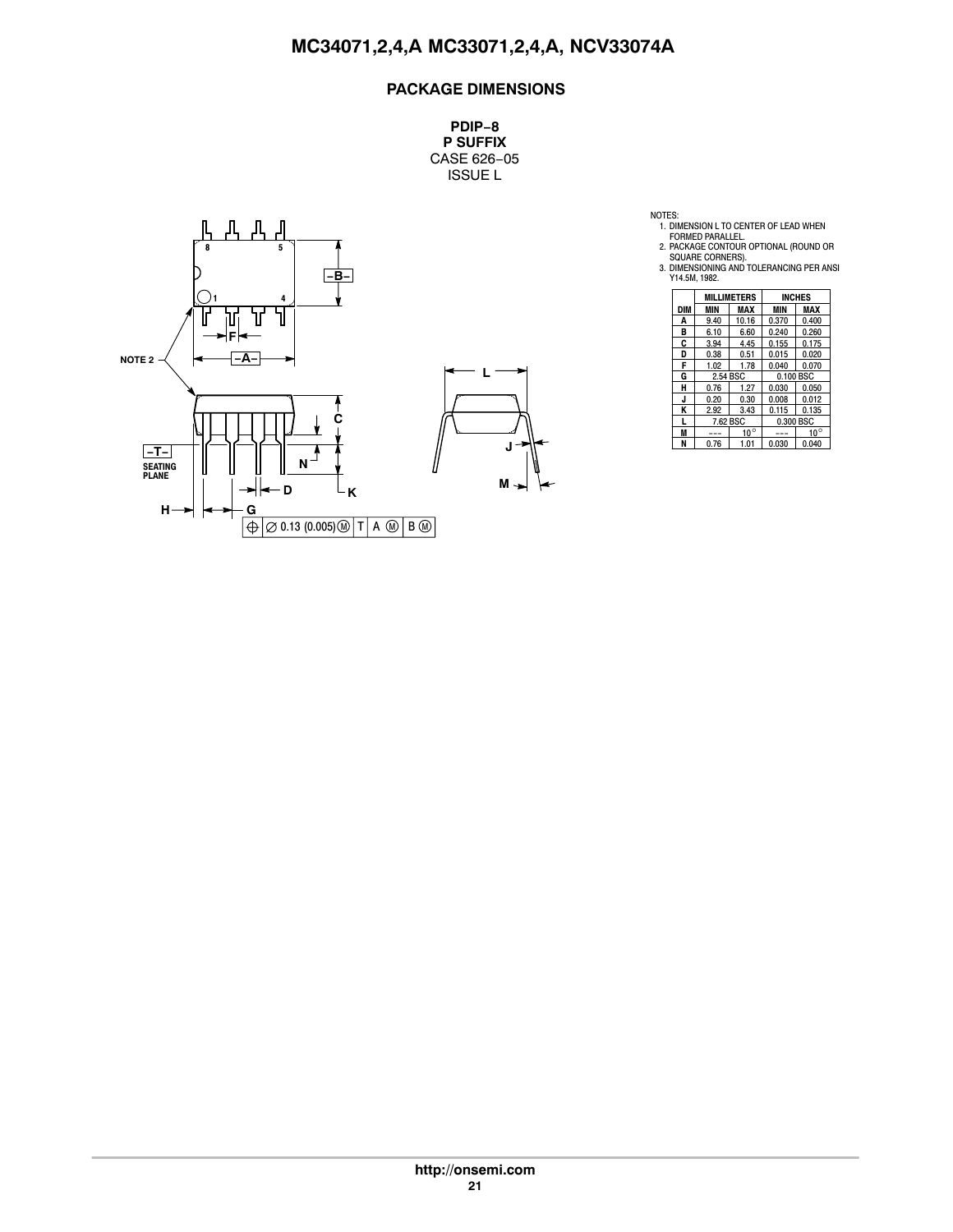## PACKAGE DIMENSIONS

**PDIP−8**
**P SUFFIX**
CASE 626−05
ISSUE L

NOTES:
1. DIMENSION L TO CENTER OF LEAD WHEN FORMED PARALLEL.
2. PACKAGE CONTOUR OPTIONAL (ROUND OR SQUARE CORNERS).
3. DIMENSIONING AND TOLERANCING PER ANSI Y14.5M, 1982.

| DIM | MILLIMETERS | | INCHES | |
|---|---|---|---|---|
| | MIN | MAX | MIN | MAX |
| A | 9.40 | 10.16 | 0.370 | 0.400 |
| B | 6.10 | 6.60 | 0.240 | 0.260 |
| C | 3.94 | 4.45 | 0.155 | 0.175 |
| D | 0.38 | 0.51 | 0.015 | 0.020 |
| F | 1.02 | 1.78 | 0.040 | 0.070 |
| G | 2.54 BSC | | 0.100 BSC | |
| H | 0.76 | 1.27 | 0.030 | 0.050 |
| J | 0.20 | 0.30 | 0.008 | 0.012 |
| K | 2.92 | 3.43 | 0.115 | 0.135 |
| L | 7.62 BSC | | 0.300 BSC | |
| M | --- | 10° | --- | 10° |
| N | 0.76 | 1.01 | 0.030 | 0.040 |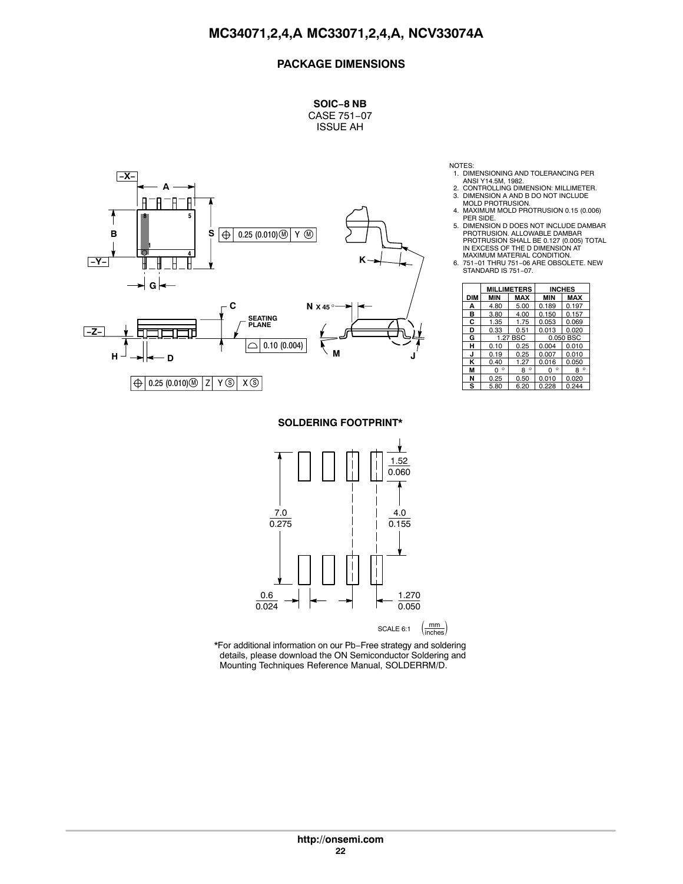## PACKAGE DIMENSIONS

**SOIC−8 NB**
CASE 751−07
ISSUE AH

NOTES:
1. DIMENSIONING AND TOLERANCING PER ANSI Y14.5M, 1982.
2. CONTROLLING DIMENSION: MILLIMETER.
3. DIMENSION A AND B DO NOT INCLUDE MOLD PROTRUSION.
4. MAXIMUM MOLD PROTRUSION 0.15 (0.006) PER SIDE.
5. DIMENSION D DOES NOT INCLUDE DAMBAR PROTRUSION. ALLOWABLE DAMBAR PROTRUSION SHALL BE 0.127 (0.005) TOTAL IN EXCESS OF THE D DIMENSION AT MAXIMUM MATERIAL CONDITION.
6. 751−01 THRU 751−06 ARE OBSOLETE. NEW STANDARD IS 751−07.

| DIM | MILLIMETERS MIN | MILLIMETERS MAX | INCHES MIN | INCHES MAX |
|---|---|---|---|---|
| A | 4.80 | 5.00 | 0.189 | 0.197 |
| B | 3.80 | 4.00 | 0.150 | 0.157 |
| C | 1.35 | 1.75 | 0.053 | 0.069 |
| D | 0.33 | 0.51 | 0.013 | 0.020 |
| G | 1.27 BSC | | 0.050 BSC | |
| H | 0.10 | 0.25 | 0.004 | 0.010 |
| J | 0.19 | 0.25 | 0.007 | 0.010 |
| K | 0.40 | 1.27 | 0.016 | 0.050 |
| M | 0 ° | 8 ° | 0 ° | 8 ° |
| N | 0.25 | 0.50 | 0.010 | 0.020 |
| S | 5.80 | 6.20 | 0.228 | 0.244 |

### SOLDERING FOOTPRINT*

*For additional information on our Pb−Free strategy and soldering details, please download the ON Semiconductor Soldering and Mounting Techniques Reference Manual, SOLDERRM/D.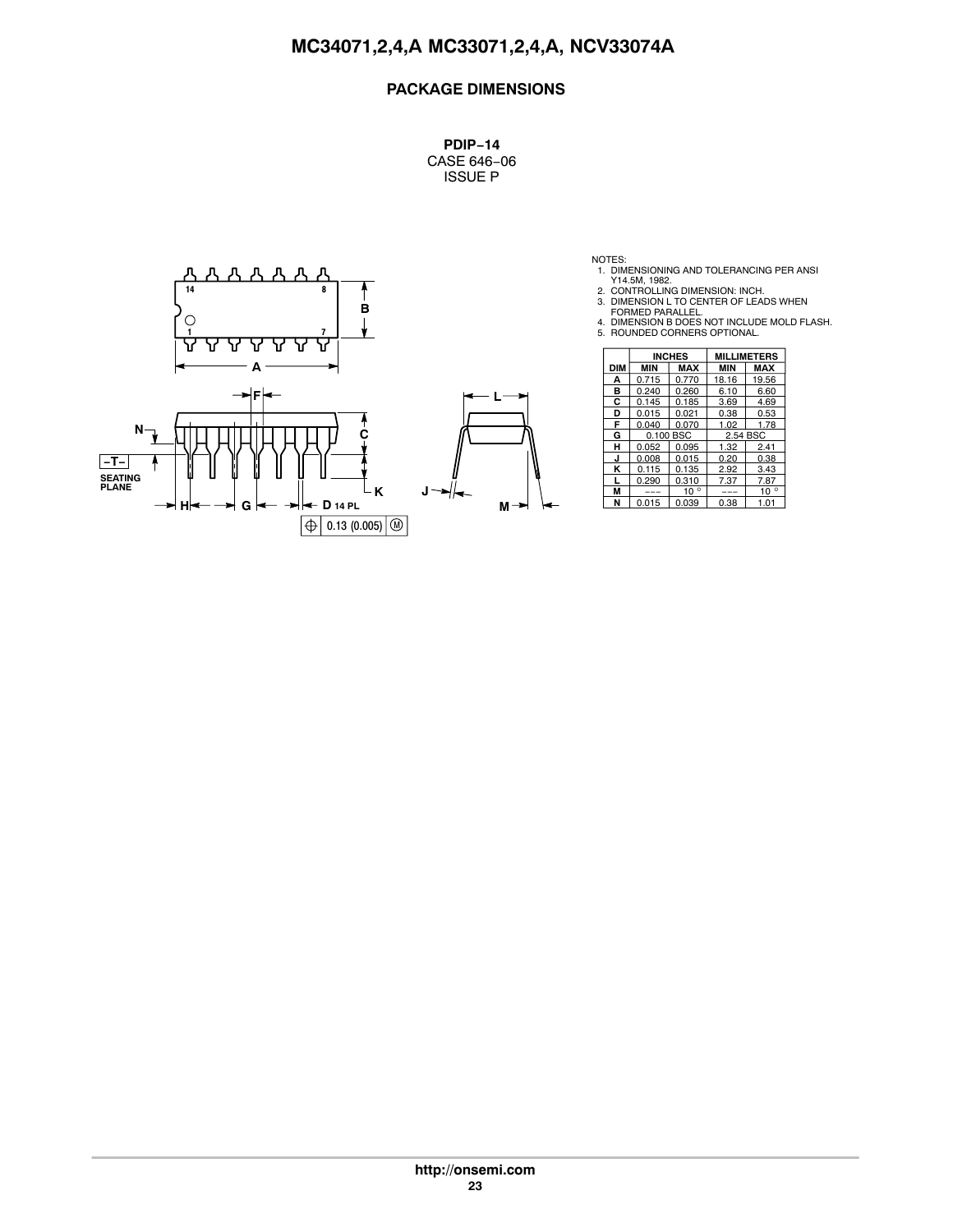## PACKAGE DIMENSIONS

**PDIP−14**
CASE 646−06
ISSUE P

NOTES:
1. DIMENSIONING AND TOLERANCING PER ANSI Y14.5M, 1982.
2. CONTROLLING DIMENSION: INCH.
3. DIMENSION L TO CENTER OF LEADS WHEN FORMED PARALLEL.
4. DIMENSION B DOES NOT INCLUDE MOLD FLASH.
5. ROUNDED CORNERS OPTIONAL.

| DIM | INCHES | | MILLIMETERS | |
|---|---|---|---|---|
| | MIN | MAX | MIN | MAX |
| A | 0.715 | 0.770 | 18.16 | 19.56 |
| B | 0.240 | 0.260 | 6.10 | 6.60 |
| C | 0.145 | 0.185 | 3.69 | 4.69 |
| D | 0.015 | 0.021 | 0.38 | 0.53 |
| F | 0.040 | 0.070 | 1.02 | 1.78 |
| G | 0.100 BSC | | 2.54 BSC | |
| H | 0.052 | 0.095 | 1.32 | 2.41 |
| J | 0.008 | 0.015 | 0.20 | 0.38 |
| K | 0.115 | 0.135 | 2.92 | 3.43 |
| L | 0.290 | 0.310 | 7.37 | 7.87 |
| M | --- | 10° | --- | 10° |
| N | 0.015 | 0.039 | 0.38 | 1.01 |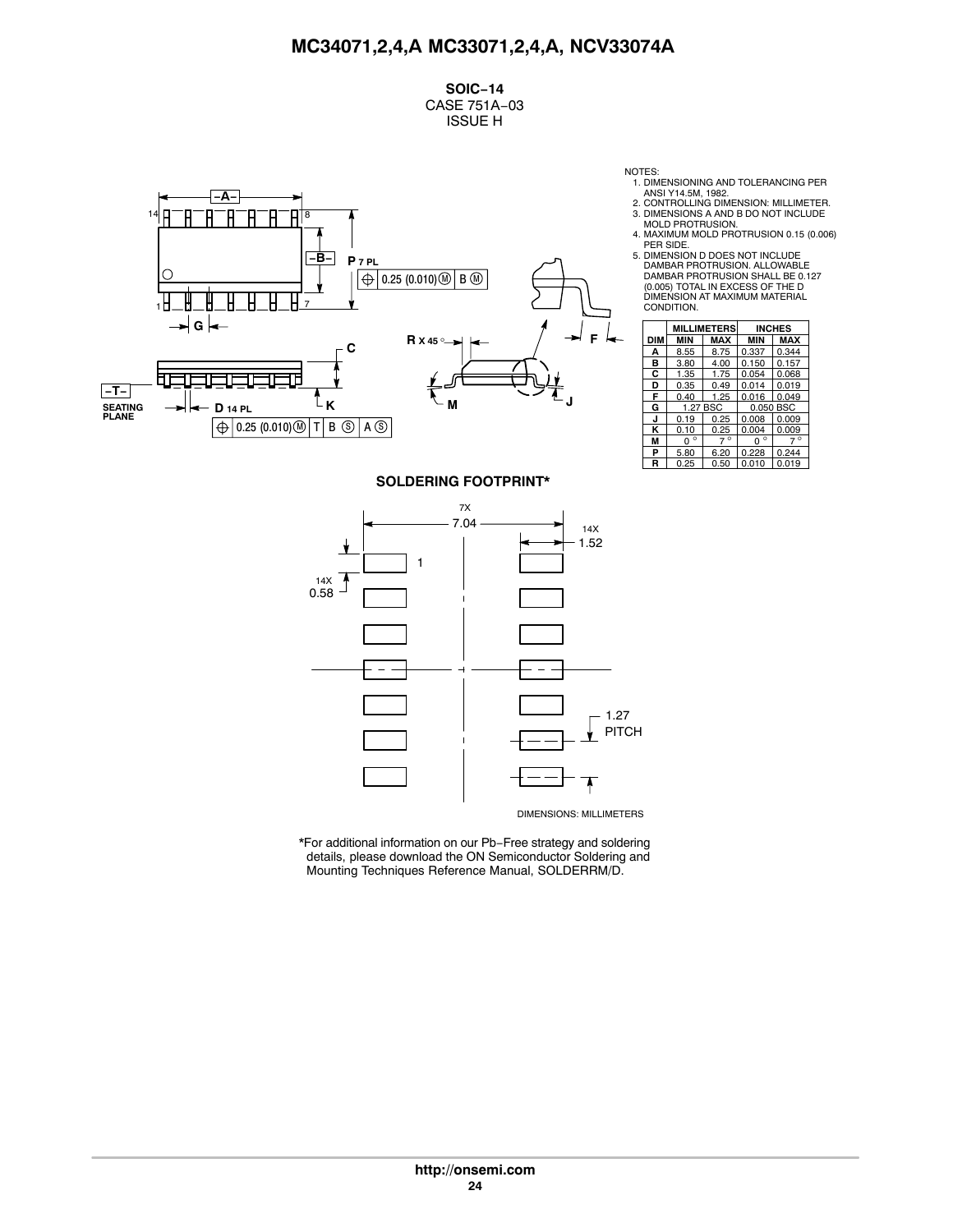**SOIC−14**
CASE 751A−03
ISSUE H

NOTES:
1. DIMENSIONING AND TOLERANCING PER ANSI Y14.5M, 1982.
2. CONTROLLING DIMENSION: MILLIMETER.
3. DIMENSIONS A AND B DO NOT INCLUDE MOLD PROTRUSION.
4. MAXIMUM MOLD PROTRUSION 0.15 (0.006) PER SIDE.
5. DIMENSION D DOES NOT INCLUDE DAMBAR PROTRUSION. ALLOWABLE DAMBAR PROTRUSION SHALL BE 0.127 (0.005) TOTAL IN EXCESS OF THE D DIMENSION AT MAXIMUM MATERIAL CONDITION.

| DIM | MILLIMETERS MIN | MILLIMETERS MAX | INCHES MIN | INCHES MAX |
|---|---|---|---|---|
| A | 8.55 | 8.75 | 0.337 | 0.344 |
| B | 3.80 | 4.00 | 0.150 | 0.157 |
| C | 1.35 | 1.75 | 0.054 | 0.068 |
| D | 0.35 | 0.49 | 0.014 | 0.019 |
| F | 0.40 | 1.25 | 0.016 | 0.049 |
| G | 1.27 BSC | | 0.050 BSC | |
| J | 0.19 | 0.25 | 0.008 | 0.009 |
| K | 0.10 | 0.25 | 0.004 | 0.009 |
| M | 0° | 7° | 0° | 7° |
| P | 5.80 | 6.20 | 0.228 | 0.244 |
| R | 0.25 | 0.50 | 0.010 | 0.019 |

**SOLDERING FOOTPRINT***

DIMENSIONS: MILLIMETERS

*For additional information on our Pb−Free strategy and soldering details, please download the ON Semiconductor Soldering and Mounting Techniques Reference Manual, SOLDERRM/D.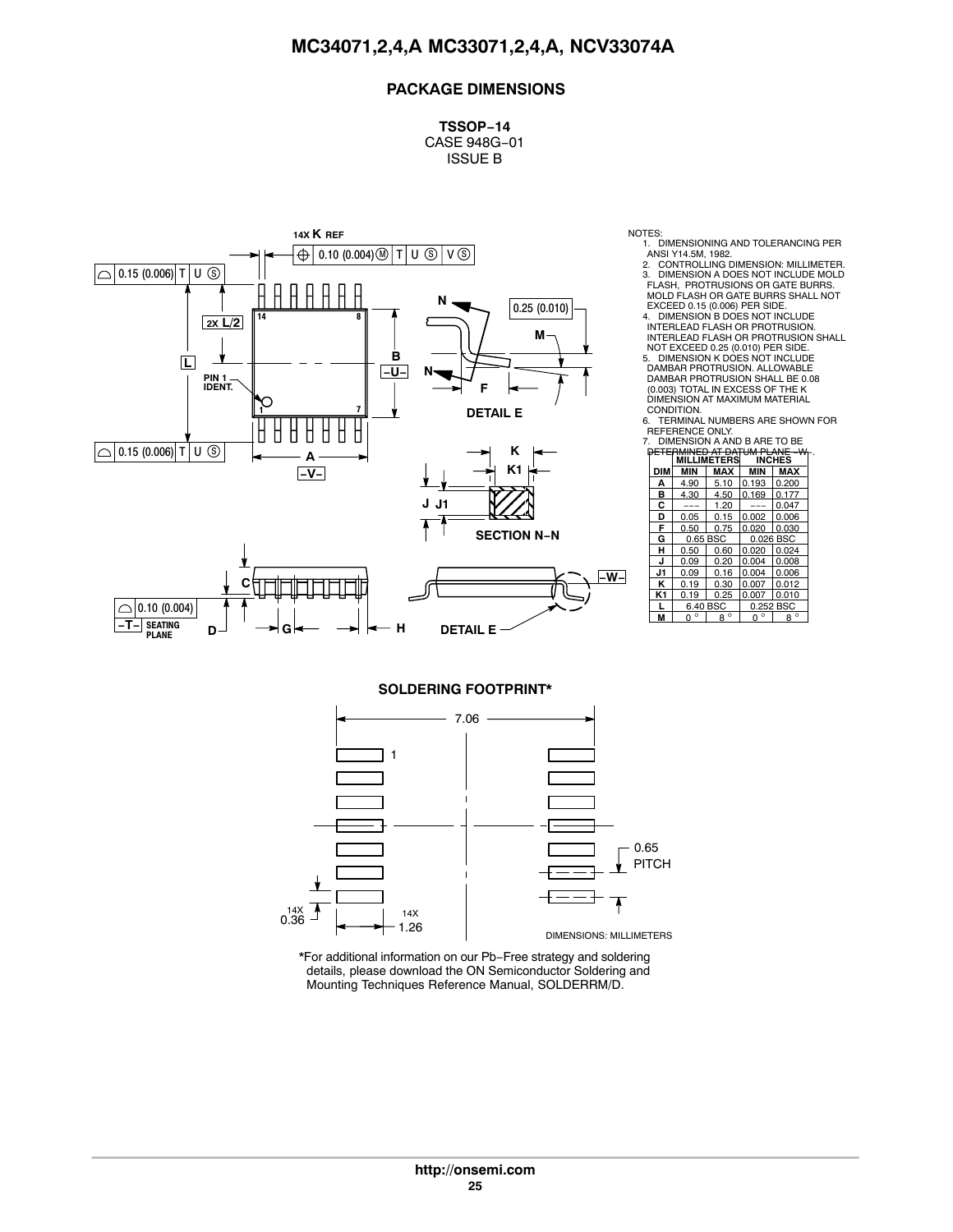## PACKAGE DIMENSIONS

**TSSOP−14**
CASE 948G−01
ISSUE B

NOTES:

1. DIMENSIONING AND TOLERANCING PER ANSI Y14.5M, 1982.
2. CONTROLLING DIMENSION: MILLIMETER.
3. DIMENSION A DOES NOT INCLUDE MOLD FLASH, PROTRUSIONS OR GATE BURRS. MOLD FLASH OR GATE BURRS SHALL NOT EXCEED 0.15 (0.006) PER SIDE.
4. DIMENSION B DOES NOT INCLUDE INTERLEAD FLASH OR PROTRUSION. INTERLEAD FLASH OR PROTRUSION SHALL NOT EXCEED 0.25 (0.010) PER SIDE.
5. DIMENSION K DOES NOT INCLUDE DAMBAR PROTRUSION. ALLOWABLE DAMBAR PROTRUSION SHALL BE 0.08 (0.003) TOTAL IN EXCESS OF THE K DIMENSION AT MAXIMUM MATERIAL CONDITION.
6. TERMINAL NUMBERS ARE SHOWN FOR REFERENCE ONLY.
7. DIMENSION A AND B ARE TO BE DETERMINED AT DATUM PLANE −W−.

| DIM | MILLIMETERS MIN | MILLIMETERS MAX | INCHES MIN | INCHES MAX |
|---|---|---|---|---|
| A | 4.90 | 5.10 | 0.193 | 0.200 |
| B | 4.30 | 4.50 | 0.169 | 0.177 |
| C | −−− | 1.20 | −−− | 0.047 |
| D | 0.05 | 0.15 | 0.002 | 0.006 |
| F | 0.50 | 0.75 | 0.020 | 0.030 |
| G | 0.65 BSC | | 0.026 BSC | |
| H | 0.50 | 0.60 | 0.020 | 0.024 |
| J | 0.09 | 0.20 | 0.004 | 0.008 |
| J1 | 0.09 | 0.16 | 0.004 | 0.006 |
| K | 0.19 | 0.30 | 0.007 | 0.012 |
| K1 | 0.19 | 0.25 | 0.007 | 0.010 |
| L | 6.40 BSC | | 0.252 BSC | |
| M | 0° | 8° | 0° | 8° |

**SOLDERING FOOTPRINT***

DIMENSIONS: MILLIMETERS

*For additional information on our Pb−Free strategy and soldering details, please download the ON Semiconductor Soldering and Mounting Techniques Reference Manual, SOLDERRM/D.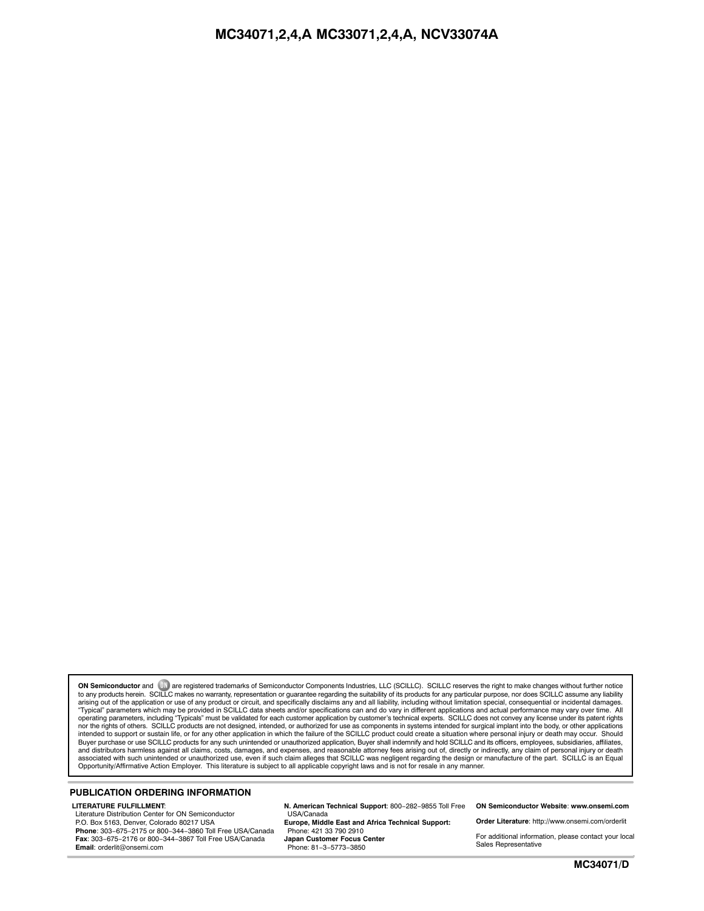**ON Semiconductor** and ON are registered trademarks of Semiconductor Components Industries, LLC (SCILLC). SCILLC reserves the right to make changes without further notice to any products herein. SCILLC makes no warranty, representation or guarantee regarding the suitability of its products for any particular purpose, nor does SCILLC assume any liability arising out of the application or use of any product or circuit, and specifically disclaims any and all liability, including without limitation special, consequential or incidental damages. "Typical" parameters which may be provided in SCILLC data sheets and/or specifications can and do vary in different applications and actual performance may vary over time. All operating parameters, including "Typicals" must be validated for each customer application by customer's technical experts. SCILLC does not convey any license under its patent rights nor the rights of others. SCILLC products are not designed, intended, or authorized for use as components in systems intended for surgical implant into the body, or other applications intended to support or sustain life, or for any other application in which the failure of the SCILLC product could create a situation where personal injury or death may occur. Should Buyer purchase or use SCILLC products for any such unintended or unauthorized application, Buyer shall indemnify and hold SCILLC and its officers, employees, subsidiaries, affiliates, and distributors harmless against all claims, costs, damages, and expenses, and reasonable attorney fees arising out of, directly or indirectly, any claim of personal injury or death associated with such unintended or unauthorized use, even if such claim alleges that SCILLC was negligent regarding the design or manufacture of the part. SCILLC is an Equal Opportunity/Affirmative Action Employer. This literature is subject to all applicable copyright laws and is not for resale in any manner.

## PUBLICATION ORDERING INFORMATION

**LITERATURE FULFILLMENT**:
Literature Distribution Center for ON Semiconductor
P.O. Box 5163, Denver, Colorado 80217 USA
**Phone**: 303−675−2175 or 800−344−3860 Toll Free USA/Canada
**Fax**: 303−675−2176 or 800−344−3867 Toll Free USA/Canada
**Email**: orderlit@onsemi.com

**N. American Technical Support**: 800−282−9855 Toll Free USA/Canada
**Europe, Middle East and Africa Technical Support:**
Phone: 421 33 790 2910
**Japan Customer Focus Center**
Phone: 81−3−5773−3850

**ON Semiconductor Website**: **www.onsemi.com**

**Order Literature**: http://www.onsemi.com/orderlit

For additional information, please contact your local Sales Representative

**MC34071/D**